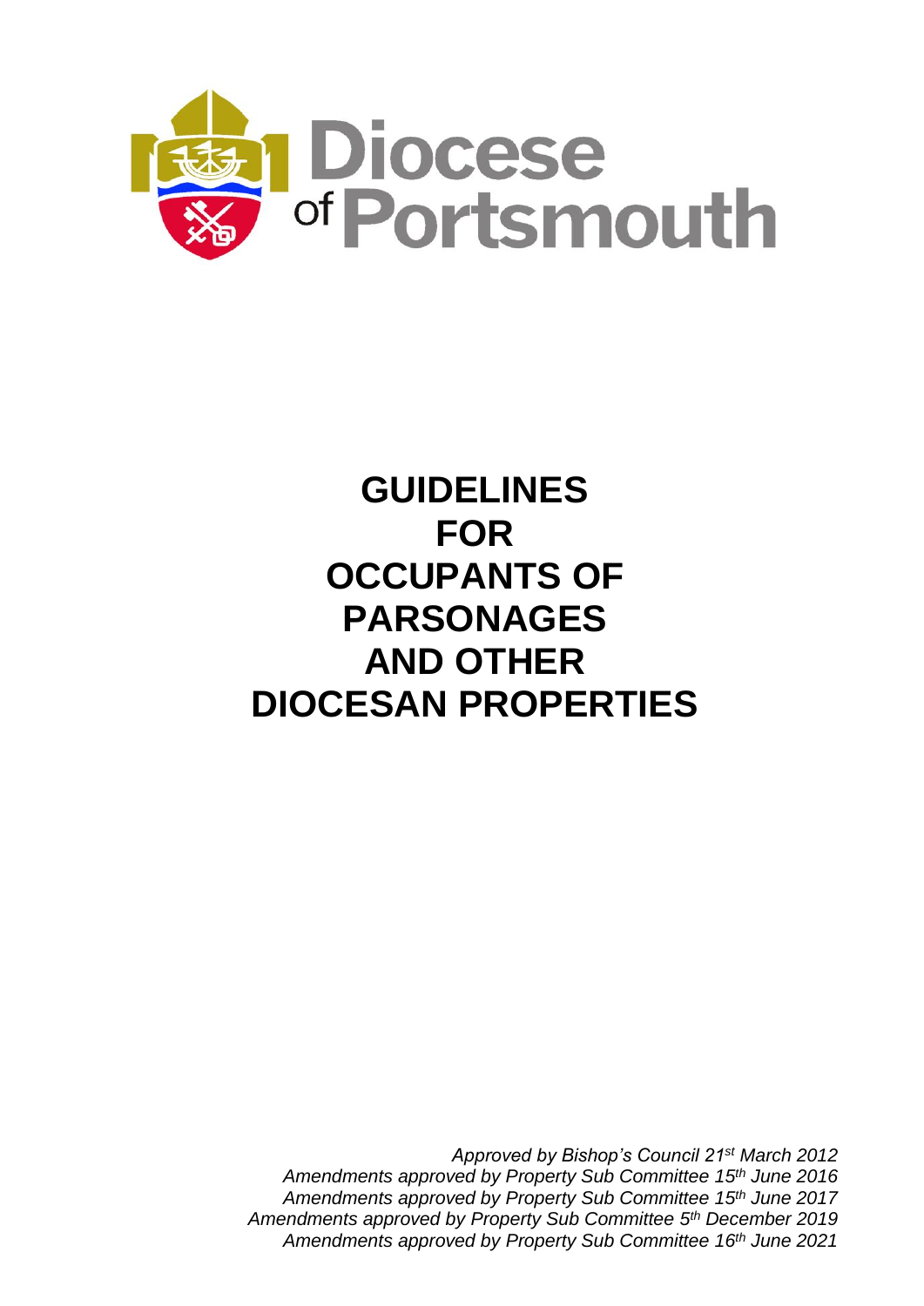# Diocese of Portsmouth

# GUIDELINES FOR OCCUPANTS OF PARSONAGES AND OTHER DIOCESAN PROPERTIES

*Approved by Bishop's Council 21st March 2012*
*Amendments approved by Property Sub Committee 15th June 2016*
*Amendments approved by Property Sub Committee 15th June 2017*
*Amendments approved by Property Sub Committee 5th December 2019*
*Amendments approved by Property Sub Committee 16th June 2021*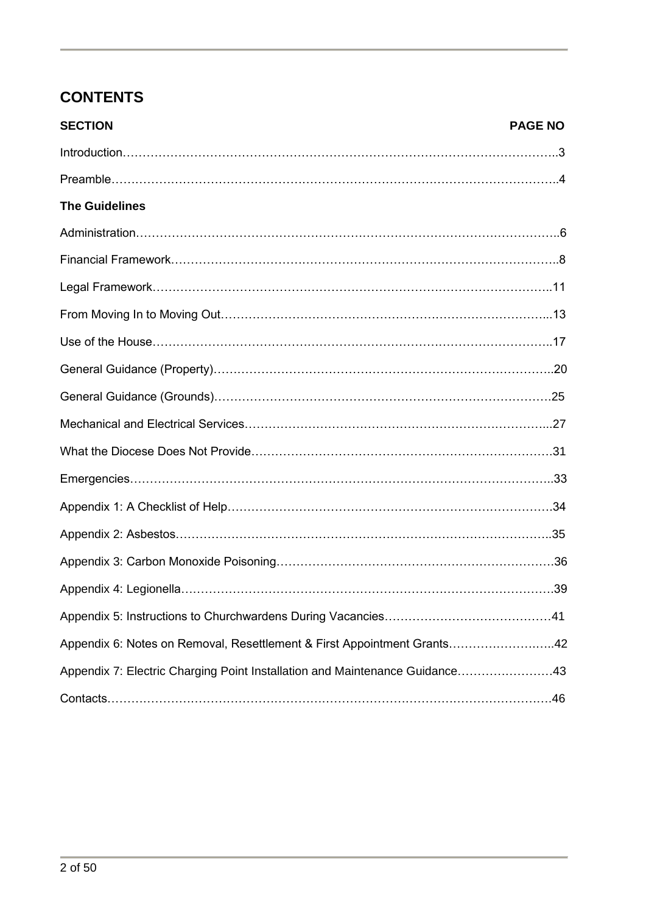## CONTENTS

| SECTION | PAGE NO |
| --- | --- |
| Introduction | 3 |
| Preamble | 4 |
| **The Guidelines** | |
| Administration | 6 |
| Financial Framework | 8 |
| Legal Framework | 11 |
| From Moving In to Moving Out | 13 |
| Use of the House | 17 |
| General Guidance (Property) | 20 |
| General Guidance (Grounds) | 25 |
| Mechanical and Electrical Services | 27 |
| What the Diocese Does Not Provide | 31 |
| Emergencies | 33 |
| Appendix 1: A Checklist of Help | 34 |
| Appendix 2: Asbestos | 35 |
| Appendix 3: Carbon Monoxide Poisoning | 36 |
| Appendix 4: Legionella | 39 |
| Appendix 5: Instructions to Churchwardens During Vacancies | 41 |
| Appendix 6: Notes on Removal, Resettlement & First Appointment Grants | 42 |
| Appendix 7: Electric Charging Point Installation and Maintenance Guidance | 43 |
| Contacts | 46 |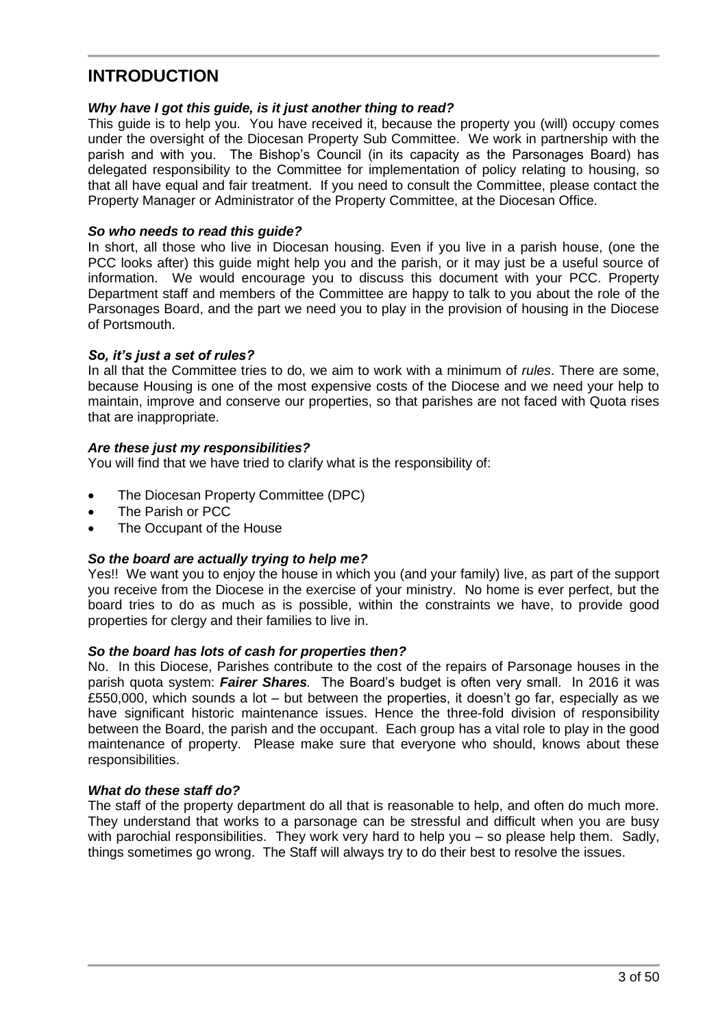# INTRODUCTION

***Why have I got this guide, is it just another thing to read?***

This guide is to help you. You have received it, because the property you (will) occupy comes under the oversight of the Diocesan Property Sub Committee. We work in partnership with the parish and with you. The Bishop's Council (in its capacity as the Parsonages Board) has delegated responsibility to the Committee for implementation of policy relating to housing, so that all have equal and fair treatment. If you need to consult the Committee, please contact the Property Manager or Administrator of the Property Committee, at the Diocesan Office.

***So who needs to read this guide?***

In short, all those who live in Diocesan housing. Even if you live in a parish house, (one the PCC looks after) this guide might help you and the parish, or it may just be a useful source of information. We would encourage you to discuss this document with your PCC. Property Department staff and members of the Committee are happy to talk to you about the role of the Parsonages Board, and the part we need you to play in the provision of housing in the Diocese of Portsmouth.

***So, it's just a set of rules?***

In all that the Committee tries to do, we aim to work with a minimum of *rules*. There are some, because Housing is one of the most expensive costs of the Diocese and we need your help to maintain, improve and conserve our properties, so that parishes are not faced with Quota rises that are inappropriate.

***Are these just my responsibilities?***

You will find that we have tried to clarify what is the responsibility of:

- The Diocesan Property Committee (DPC)
- The Parish or PCC
- The Occupant of the House

***So the board are actually trying to help me?***

Yes!! We want you to enjoy the house in which you (and your family) live, as part of the support you receive from the Diocese in the exercise of your ministry. No home is ever perfect, but the board tries to do as much as is possible, within the constraints we have, to provide good properties for clergy and their families to live in.

***So the board has lots of cash for properties then?***

No. In this Diocese, Parishes contribute to the cost of the repairs of Parsonage houses in the parish quota system: ***Fairer Shares****.* The Board's budget is often very small. In 2016 it was £550,000, which sounds a lot – but between the properties, it doesn't go far, especially as we have significant historic maintenance issues. Hence the three-fold division of responsibility between the Board, the parish and the occupant. Each group has a vital role to play in the good maintenance of property. Please make sure that everyone who should, knows about these responsibilities.

***What do these staff do?***

The staff of the property department do all that is reasonable to help, and often do much more. They understand that works to a parsonage can be stressful and difficult when you are busy with parochial responsibilities. They work very hard to help you – so please help them. Sadly, things sometimes go wrong. The Staff will always try to do their best to resolve the issues.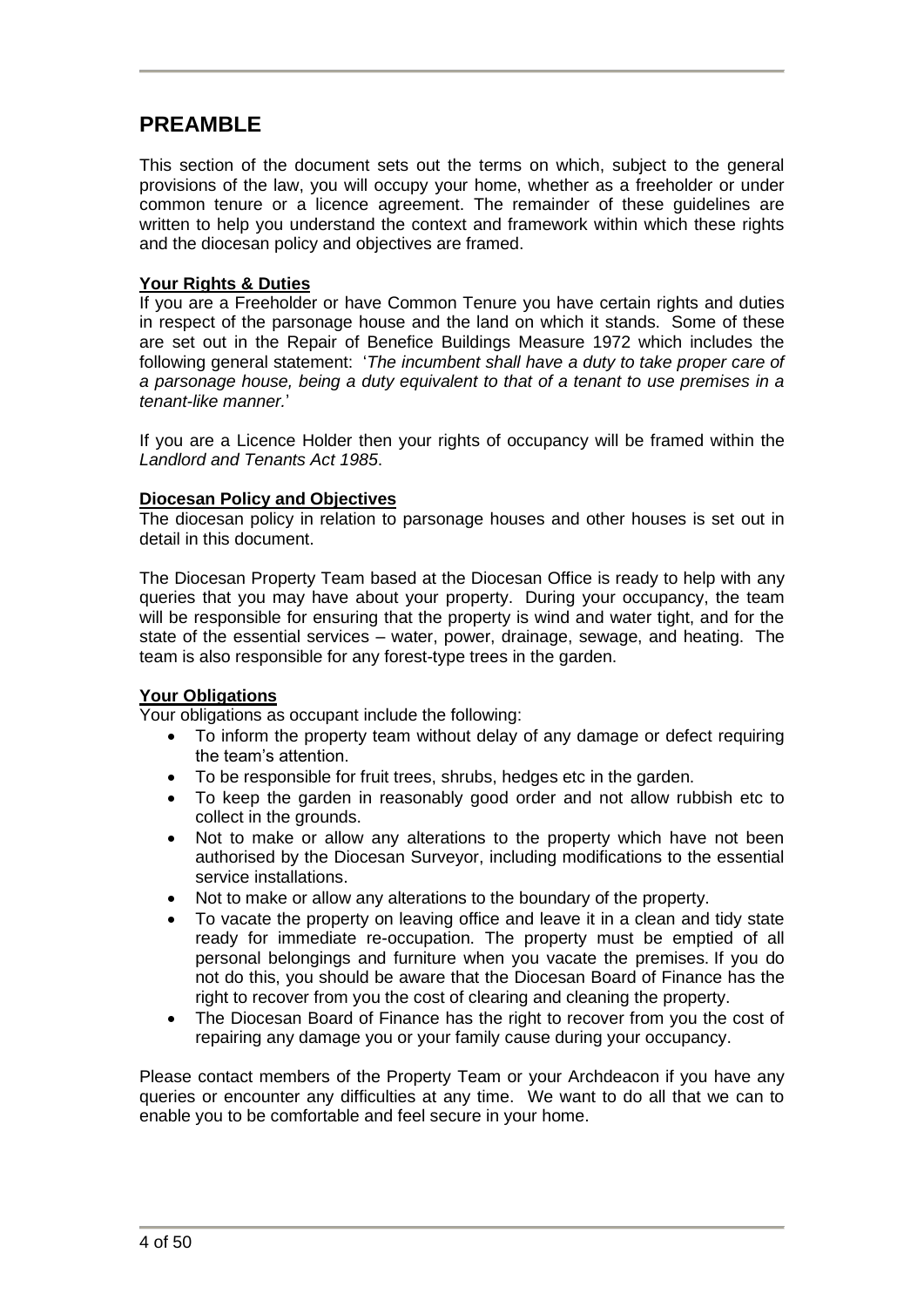## PREAMBLE

This section of the document sets out the terms on which, subject to the general provisions of the law, you will occupy your home, whether as a freeholder or under common tenure or a licence agreement. The remainder of these guidelines are written to help you understand the context and framework within which these rights and the diocesan policy and objectives are framed.

**Your Rights & Duties**

If you are a Freeholder or have Common Tenure you have certain rights and duties in respect of the parsonage house and the land on which it stands. Some of these are set out in the Repair of Benefice Buildings Measure 1972 which includes the following general statement: '*The incumbent shall have a duty to take proper care of a parsonage house, being a duty equivalent to that of a tenant to use premises in a tenant-like manner.*'

If you are a Licence Holder then your rights of occupancy will be framed within the *Landlord and Tenants Act 1985*.

**Diocesan Policy and Objectives**

The diocesan policy in relation to parsonage houses and other houses is set out in detail in this document.

The Diocesan Property Team based at the Diocesan Office is ready to help with any queries that you may have about your property. During your occupancy, the team will be responsible for ensuring that the property is wind and water tight, and for the state of the essential services – water, power, drainage, sewage, and heating. The team is also responsible for any forest-type trees in the garden.

**Your Obligations**

Your obligations as occupant include the following:

- To inform the property team without delay of any damage or defect requiring the team's attention.
- To be responsible for fruit trees, shrubs, hedges etc in the garden.
- To keep the garden in reasonably good order and not allow rubbish etc to collect in the grounds.
- Not to make or allow any alterations to the property which have not been authorised by the Diocesan Surveyor, including modifications to the essential service installations.
- Not to make or allow any alterations to the boundary of the property.
- To vacate the property on leaving office and leave it in a clean and tidy state ready for immediate re-occupation. The property must be emptied of all personal belongings and furniture when you vacate the premises. If you do not do this, you should be aware that the Diocesan Board of Finance has the right to recover from you the cost of clearing and cleaning the property.
- The Diocesan Board of Finance has the right to recover from you the cost of repairing any damage you or your family cause during your occupancy.

Please contact members of the Property Team or your Archdeacon if you have any queries or encounter any difficulties at any time. We want to do all that we can to enable you to be comfortable and feel secure in your home.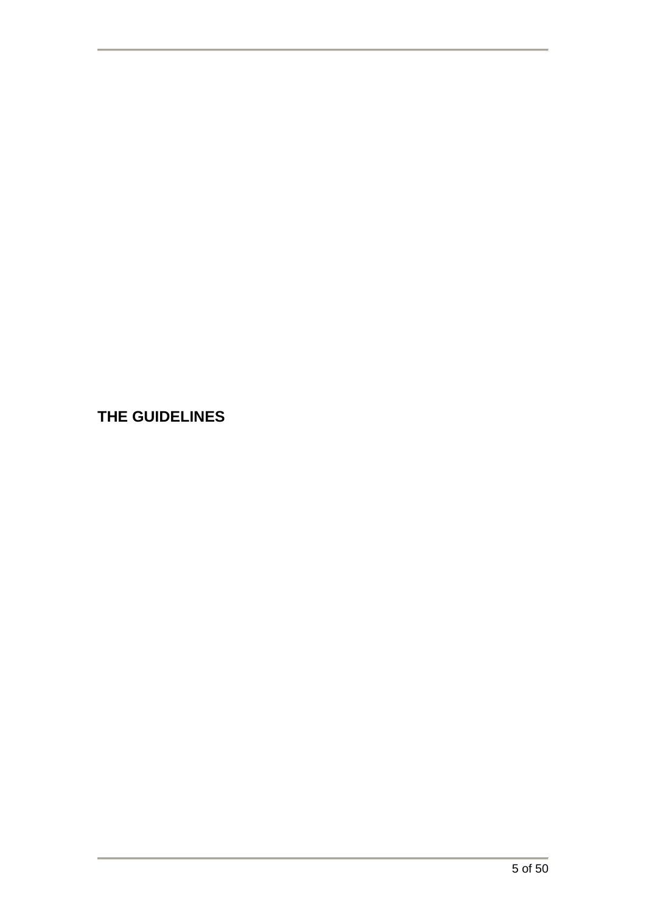# THE GUIDELINES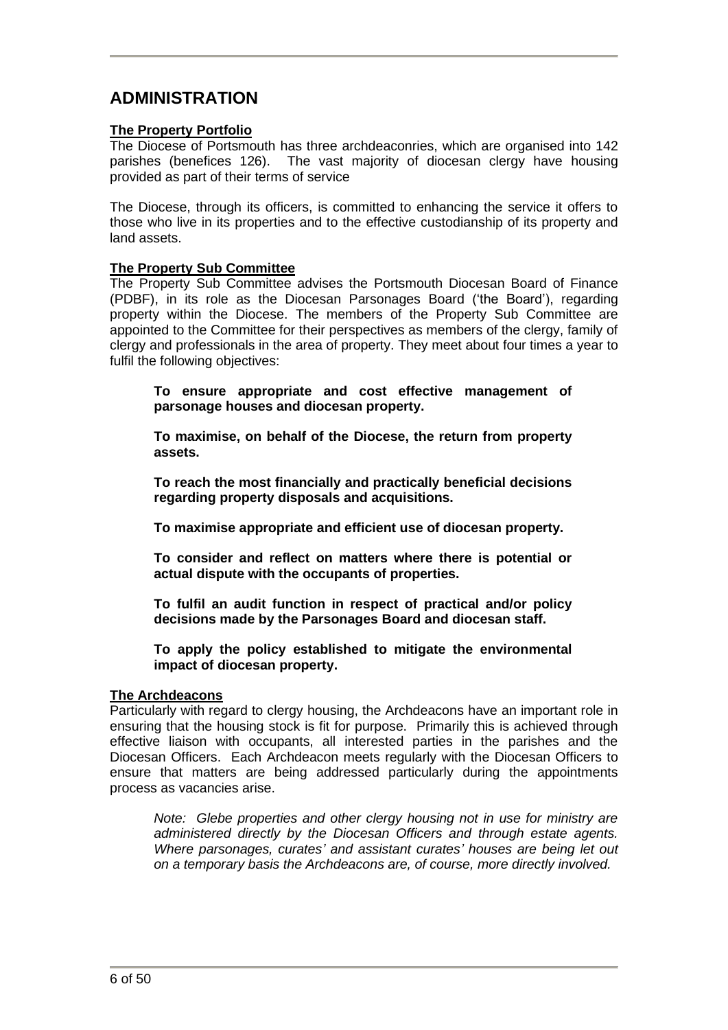# ADMINISTRATION

**The Property Portfolio**

The Diocese of Portsmouth has three archdeaconries, which are organised into 142 parishes (benefices 126). The vast majority of diocesan clergy have housing provided as part of their terms of service

The Diocese, through its officers, is committed to enhancing the service it offers to those who live in its properties and to the effective custodianship of its property and land assets.

**The Property Sub Committee**

The Property Sub Committee advises the Portsmouth Diocesan Board of Finance (PDBF), in its role as the Diocesan Parsonages Board ('the Board'), regarding property within the Diocese. The members of the Property Sub Committee are appointed to the Committee for their perspectives as members of the clergy, family of clergy and professionals in the area of property. They meet about four times a year to fulfil the following objectives:

> **To ensure appropriate and cost effective management of parsonage houses and diocesan property.**
>
> **To maximise, on behalf of the Diocese, the return from property assets.**
>
> **To reach the most financially and practically beneficial decisions regarding property disposals and acquisitions.**
>
> **To maximise appropriate and efficient use of diocesan property.**
>
> **To consider and reflect on matters where there is potential or actual dispute with the occupants of properties.**
>
> **To fulfil an audit function in respect of practical and/or policy decisions made by the Parsonages Board and diocesan staff.**
>
> **To apply the policy established to mitigate the environmental impact of diocesan property.**

**The Archdeacons**

Particularly with regard to clergy housing, the Archdeacons have an important role in ensuring that the housing stock is fit for purpose. Primarily this is achieved through effective liaison with occupants, all interested parties in the parishes and the Diocesan Officers. Each Archdeacon meets regularly with the Diocesan Officers to ensure that matters are being addressed particularly during the appointments process as vacancies arise.

> *Note: Glebe properties and other clergy housing not in use for ministry are administered directly by the Diocesan Officers and through estate agents. Where parsonages, curates' and assistant curates' houses are being let out on a temporary basis the Archdeacons are, of course, more directly involved.*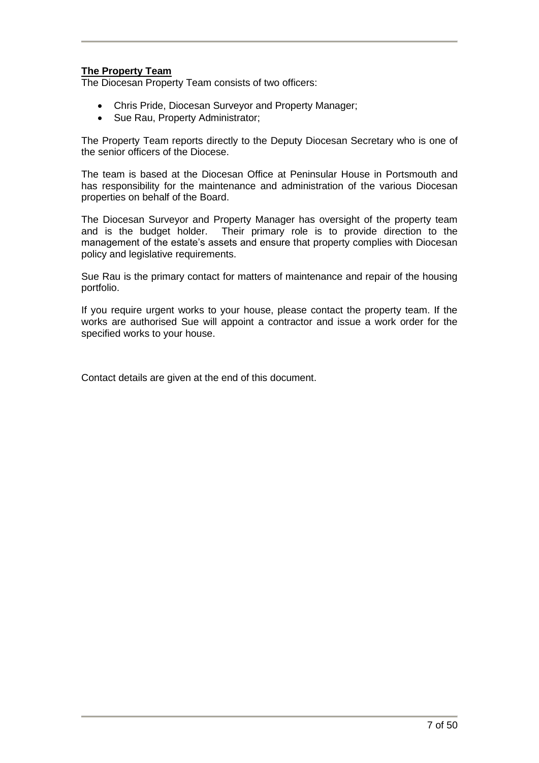**The Property Team**

The Diocesan Property Team consists of two officers:

- Chris Pride, Diocesan Surveyor and Property Manager;
- Sue Rau, Property Administrator;

The Property Team reports directly to the Deputy Diocesan Secretary who is one of the senior officers of the Diocese.

The team is based at the Diocesan Office at Peninsular House in Portsmouth and has responsibility for the maintenance and administration of the various Diocesan properties on behalf of the Board.

The Diocesan Surveyor and Property Manager has oversight of the property team and is the budget holder. Their primary role is to provide direction to the management of the estate's assets and ensure that property complies with Diocesan policy and legislative requirements.

Sue Rau is the primary contact for matters of maintenance and repair of the housing portfolio.

If you require urgent works to your house, please contact the property team. If the works are authorised Sue will appoint a contractor and issue a work order for the specified works to your house.

Contact details are given at the end of this document.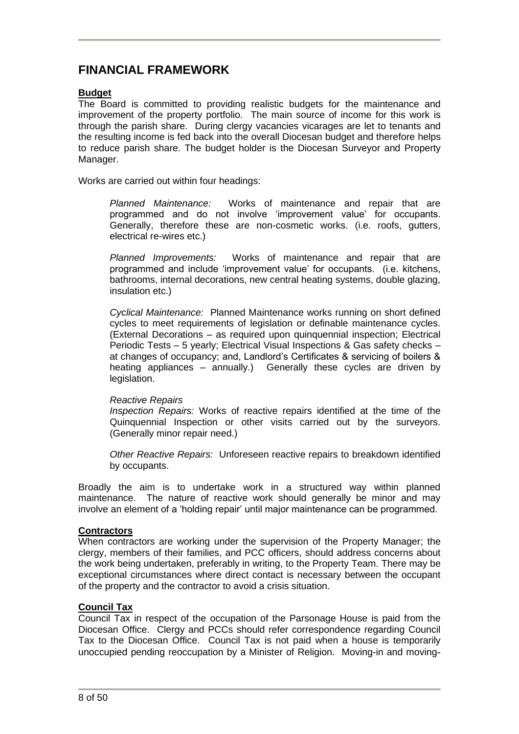# FINANCIAL FRAMEWORK

**Budget**

The Board is committed to providing realistic budgets for the maintenance and improvement of the property portfolio. The main source of income for this work is through the parish share. During clergy vacancies vicarages are let to tenants and the resulting income is fed back into the overall Diocesan budget and therefore helps to reduce parish share. The budget holder is the Diocesan Surveyor and Property Manager.

Works are carried out within four headings:

> *Planned Maintenance:* Works of maintenance and repair that are programmed and do not involve 'improvement value' for occupants. Generally, therefore these are non-cosmetic works. (i.e. roofs, gutters, electrical re-wires etc.)
>
> *Planned Improvements:* Works of maintenance and repair that are programmed and include 'improvement value' for occupants. (i.e. kitchens, bathrooms, internal decorations, new central heating systems, double glazing, insulation etc.)
>
> *Cyclical Maintenance:* Planned Maintenance works running on short defined cycles to meet requirements of legislation or definable maintenance cycles. (External Decorations – as required upon quinquennial inspection; Electrical Periodic Tests – 5 yearly; Electrical Visual Inspections & Gas safety checks – at changes of occupancy; and, Landlord's Certificates & servicing of boilers & heating appliances – annually.) Generally these cycles are driven by legislation.
>
> *Reactive Repairs*
> *Inspection Repairs:* Works of reactive repairs identified at the time of the Quinquennial Inspection or other visits carried out by the surveyors. (Generally minor repair need.)
>
> *Other Reactive Repairs:* Unforeseen reactive repairs to breakdown identified by occupants.

Broadly the aim is to undertake work in a structured way within planned maintenance. The nature of reactive work should generally be minor and may involve an element of a 'holding repair' until major maintenance can be programmed.

**Contractors**

When contractors are working under the supervision of the Property Manager; the clergy, members of their families, and PCC officers, should address concerns about the work being undertaken, preferably in writing, to the Property Team. There may be exceptional circumstances where direct contact is necessary between the occupant of the property and the contractor to avoid a crisis situation.

**Council Tax**

Council Tax in respect of the occupation of the Parsonage House is paid from the Diocesan Office. Clergy and PCCs should refer correspondence regarding Council Tax to the Diocesan Office. Council Tax is not paid when a house is temporarily unoccupied pending reoccupation by a Minister of Religion. Moving-in and moving-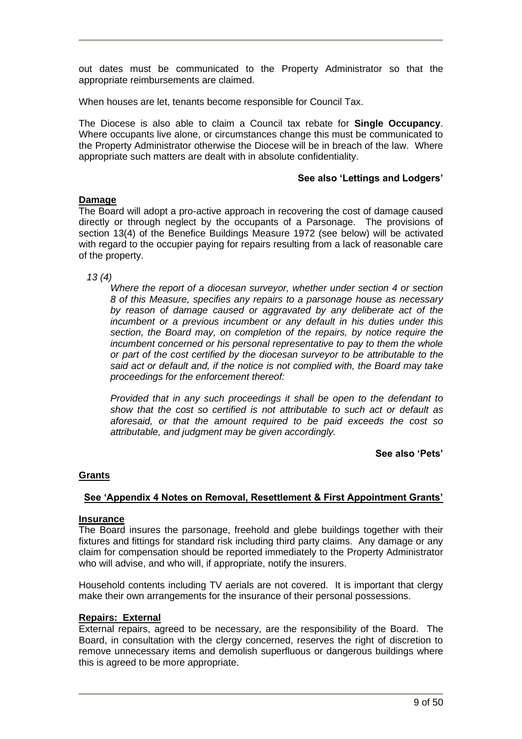out dates must be communicated to the Property Administrator so that the appropriate reimbursements are claimed.

When houses are let, tenants become responsible for Council Tax.

The Diocese is also able to claim a Council tax rebate for **Single Occupancy**. Where occupants live alone, or circumstances change this must be communicated to the Property Administrator otherwise the Diocese will be in breach of the law. Where appropriate such matters are dealt with in absolute confidentiality.

**See also 'Lettings and Lodgers'**

## Damage

The Board will adopt a pro-active approach in recovering the cost of damage caused directly or through neglect by the occupants of a Parsonage. The provisions of section 13(4) of the Benefice Buildings Measure 1972 (see below) will be activated with regard to the occupier paying for repairs resulting from a lack of reasonable care of the property.

*13 (4)*

*Where the report of a diocesan surveyor, whether under section 4 or section 8 of this Measure, specifies any repairs to a parsonage house as necessary by reason of damage caused or aggravated by any deliberate act of the incumbent or a previous incumbent or any default in his duties under this section, the Board may, on completion of the repairs, by notice require the incumbent concerned or his personal representative to pay to them the whole or part of the cost certified by the diocesan surveyor to be attributable to the said act or default and, if the notice is not complied with, the Board may take proceedings for the enforcement thereof:*

*Provided that in any such proceedings it shall be open to the defendant to show that the cost so certified is not attributable to such act or default as aforesaid, or that the amount required to be paid exceeds the cost so attributable, and judgment may be given accordingly.*

**See also 'Pets'**

## Grants

**See 'Appendix 4 Notes on Removal, Resettlement & First Appointment Grants'**

## Insurance

The Board insures the parsonage, freehold and glebe buildings together with their fixtures and fittings for standard risk including third party claims. Any damage or any claim for compensation should be reported immediately to the Property Administrator who will advise, and who will, if appropriate, notify the insurers.

Household contents including TV aerials are not covered. It is important that clergy make their own arrangements for the insurance of their personal possessions.

## Repairs: External

External repairs, agreed to be necessary, are the responsibility of the Board. The Board, in consultation with the clergy concerned, reserves the right of discretion to remove unnecessary items and demolish superfluous or dangerous buildings where this is agreed to be more appropriate.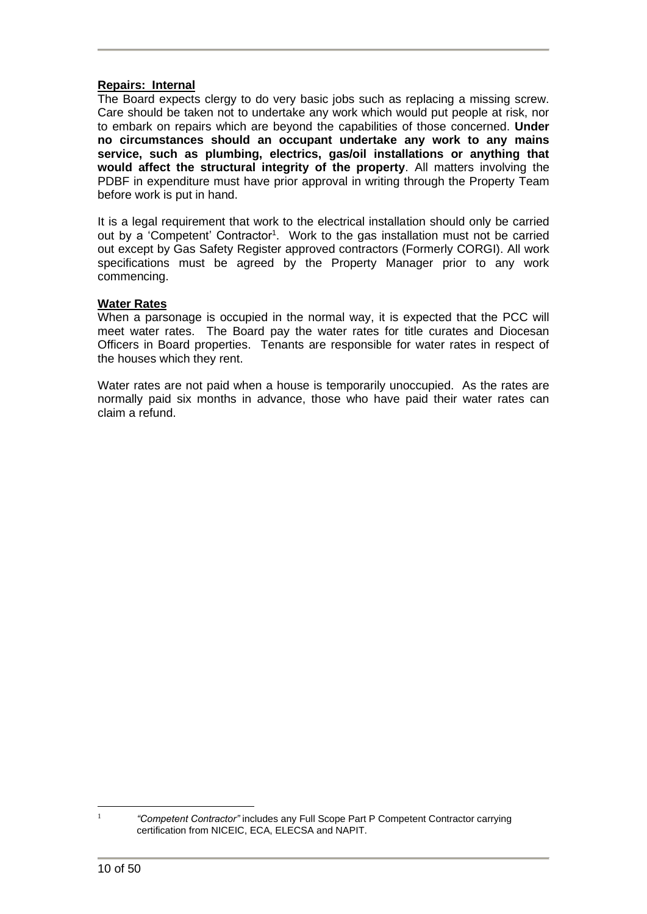**Repairs: Internal**

The Board expects clergy to do very basic jobs such as replacing a missing screw. Care should be taken not to undertake any work which would put people at risk, nor to embark on repairs which are beyond the capabilities of those concerned. **Under no circumstances should an occupant undertake any work to any mains service, such as plumbing, electrics, gas/oil installations or anything that would affect the structural integrity of the property**. All matters involving the PDBF in expenditure must have prior approval in writing through the Property Team before work is put in hand.

It is a legal requirement that work to the electrical installation should only be carried out by a 'Competent' Contractor[1]. Work to the gas installation must not be carried out except by Gas Safety Register approved contractors (Formerly CORGI). All work specifications must be agreed by the Property Manager prior to any work commencing.

**Water Rates**

When a parsonage is occupied in the normal way, it is expected that the PCC will meet water rates. The Board pay the water rates for title curates and Diocesan Officers in Board properties. Tenants are responsible for water rates in respect of the houses which they rent.

Water rates are not paid when a house is temporarily unoccupied. As the rates are normally paid six months in advance, those who have paid their water rates can claim a refund.

---

[1] *"Competent Contractor"* includes any Full Scope Part P Competent Contractor carrying certification from NICEIC, ECA, ELECSA and NAPIT.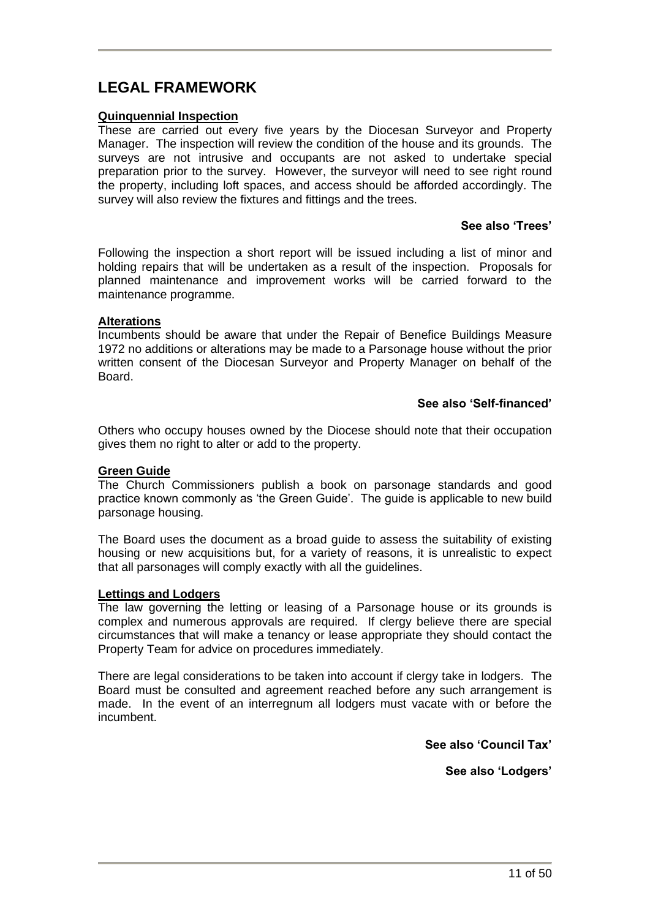# LEGAL FRAMEWORK

**Quinquennial Inspection**

These are carried out every five years by the Diocesan Surveyor and Property Manager. The inspection will review the condition of the house and its grounds. The surveys are not intrusive and occupants are not asked to undertake special preparation prior to the survey. However, the surveyor will need to see right round the property, including loft spaces, and access should be afforded accordingly. The survey will also review the fixtures and fittings and the trees.

**See also 'Trees'**

Following the inspection a short report will be issued including a list of minor and holding repairs that will be undertaken as a result of the inspection. Proposals for planned maintenance and improvement works will be carried forward to the maintenance programme.

**Alterations**

Incumbents should be aware that under the Repair of Benefice Buildings Measure 1972 no additions or alterations may be made to a Parsonage house without the prior written consent of the Diocesan Surveyor and Property Manager on behalf of the Board.

**See also 'Self-financed'**

Others who occupy houses owned by the Diocese should note that their occupation gives them no right to alter or add to the property.

**Green Guide**

The Church Commissioners publish a book on parsonage standards and good practice known commonly as 'the Green Guide'. The guide is applicable to new build parsonage housing.

The Board uses the document as a broad guide to assess the suitability of existing housing or new acquisitions but, for a variety of reasons, it is unrealistic to expect that all parsonages will comply exactly with all the guidelines.

**Lettings and Lodgers**

The law governing the letting or leasing of a Parsonage house or its grounds is complex and numerous approvals are required. If clergy believe there are special circumstances that will make a tenancy or lease appropriate they should contact the Property Team for advice on procedures immediately.

There are legal considerations to be taken into account if clergy take in lodgers. The Board must be consulted and agreement reached before any such arrangement is made. In the event of an interregnum all lodgers must vacate with or before the incumbent.

**See also 'Council Tax'**

**See also 'Lodgers'**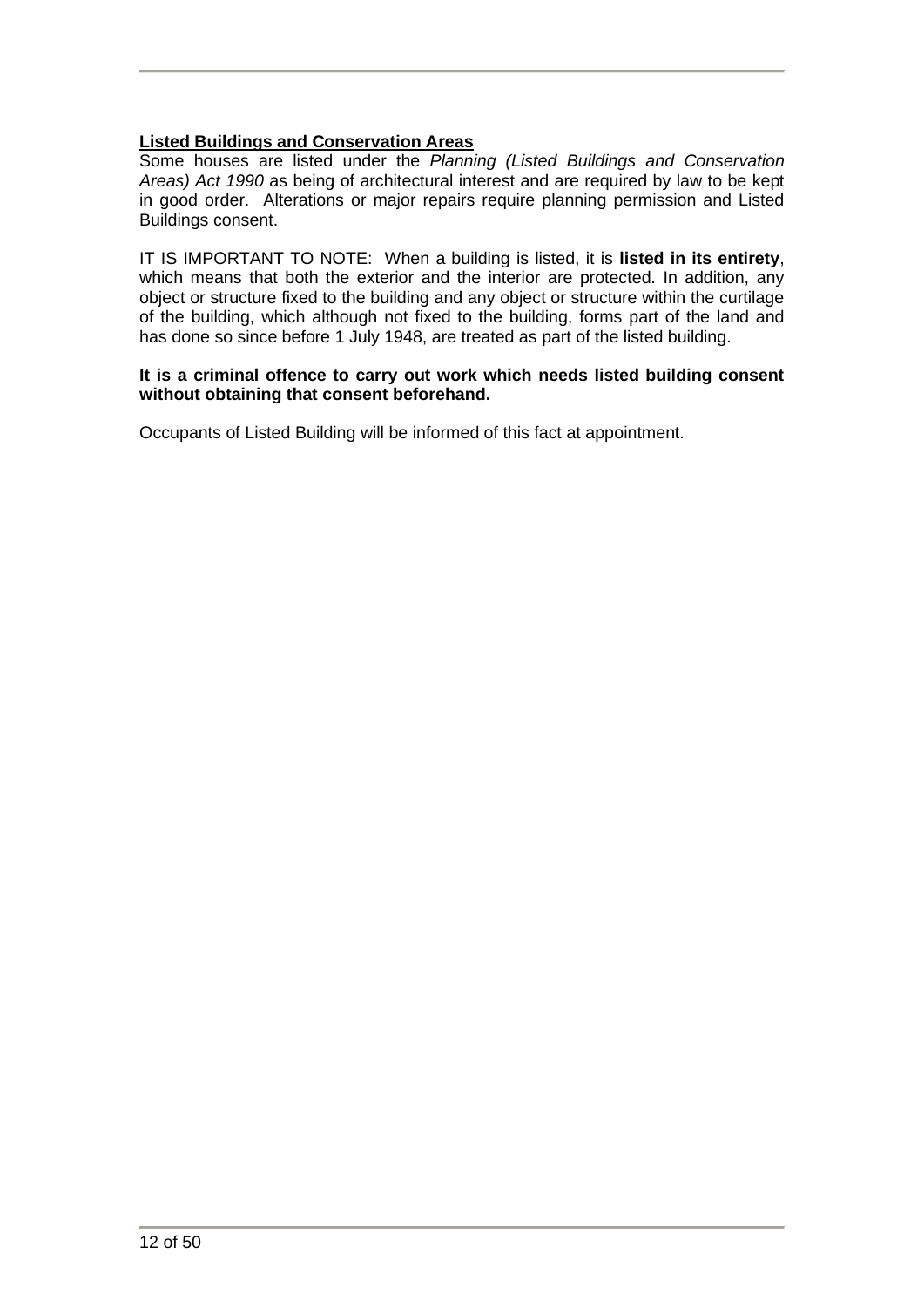**Listed Buildings and Conservation Areas**

Some houses are listed under the *Planning (Listed Buildings and Conservation Areas) Act 1990* as being of architectural interest and are required by law to be kept in good order. Alterations or major repairs require planning permission and Listed Buildings consent.

IT IS IMPORTANT TO NOTE: When a building is listed, it is **listed in its entirety**, which means that both the exterior and the interior are protected. In addition, any object or structure fixed to the building and any object or structure within the curtilage of the building, which although not fixed to the building, forms part of the land and has done so since before 1 July 1948, are treated as part of the listed building.

**It is a criminal offence to carry out work which needs listed building consent without obtaining that consent beforehand.**

Occupants of Listed Building will be informed of this fact at appointment.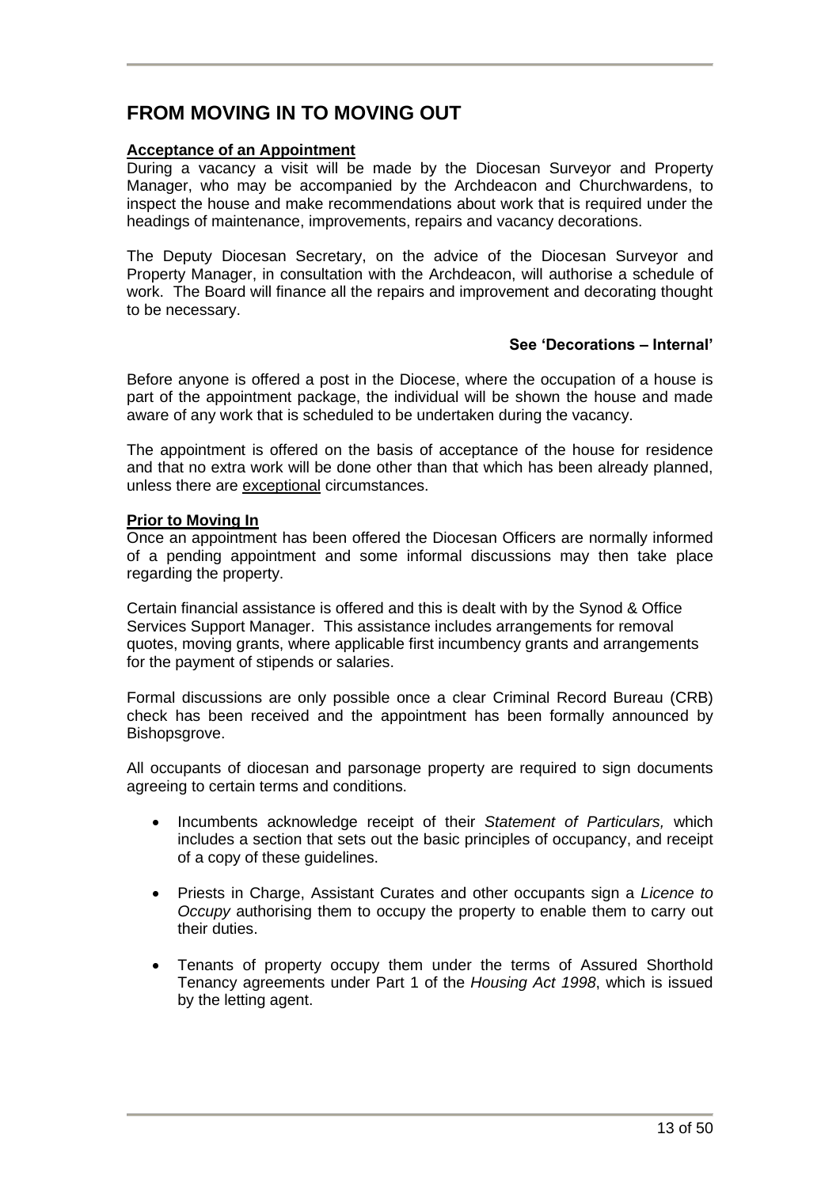## FROM MOVING IN TO MOVING OUT

**Acceptance of an Appointment**

During a vacancy a visit will be made by the Diocesan Surveyor and Property Manager, who may be accompanied by the Archdeacon and Churchwardens, to inspect the house and make recommendations about work that is required under the headings of maintenance, improvements, repairs and vacancy decorations.

The Deputy Diocesan Secretary, on the advice of the Diocesan Surveyor and Property Manager, in consultation with the Archdeacon, will authorise a schedule of work. The Board will finance all the repairs and improvement and decorating thought to be necessary.

**See 'Decorations – Internal'**

Before anyone is offered a post in the Diocese, where the occupation of a house is part of the appointment package, the individual will be shown the house and made aware of any work that is scheduled to be undertaken during the vacancy.

The appointment is offered on the basis of acceptance of the house for residence and that no extra work will be done other than that which has been already planned, unless there are exceptional circumstances.

**Prior to Moving In**

Once an appointment has been offered the Diocesan Officers are normally informed of a pending appointment and some informal discussions may then take place regarding the property.

Certain financial assistance is offered and this is dealt with by the Synod & Office Services Support Manager. This assistance includes arrangements for removal quotes, moving grants, where applicable first incumbency grants and arrangements for the payment of stipends or salaries.

Formal discussions are only possible once a clear Criminal Record Bureau (CRB) check has been received and the appointment has been formally announced by Bishopsgrove.

All occupants of diocesan and parsonage property are required to sign documents agreeing to certain terms and conditions.

- Incumbents acknowledge receipt of their *Statement of Particulars,* which includes a section that sets out the basic principles of occupancy, and receipt of a copy of these guidelines.
- Priests in Charge, Assistant Curates and other occupants sign a *Licence to Occupy* authorising them to occupy the property to enable them to carry out their duties.
- Tenants of property occupy them under the terms of Assured Shorthold Tenancy agreements under Part 1 of the *Housing Act 1998*, which is issued by the letting agent.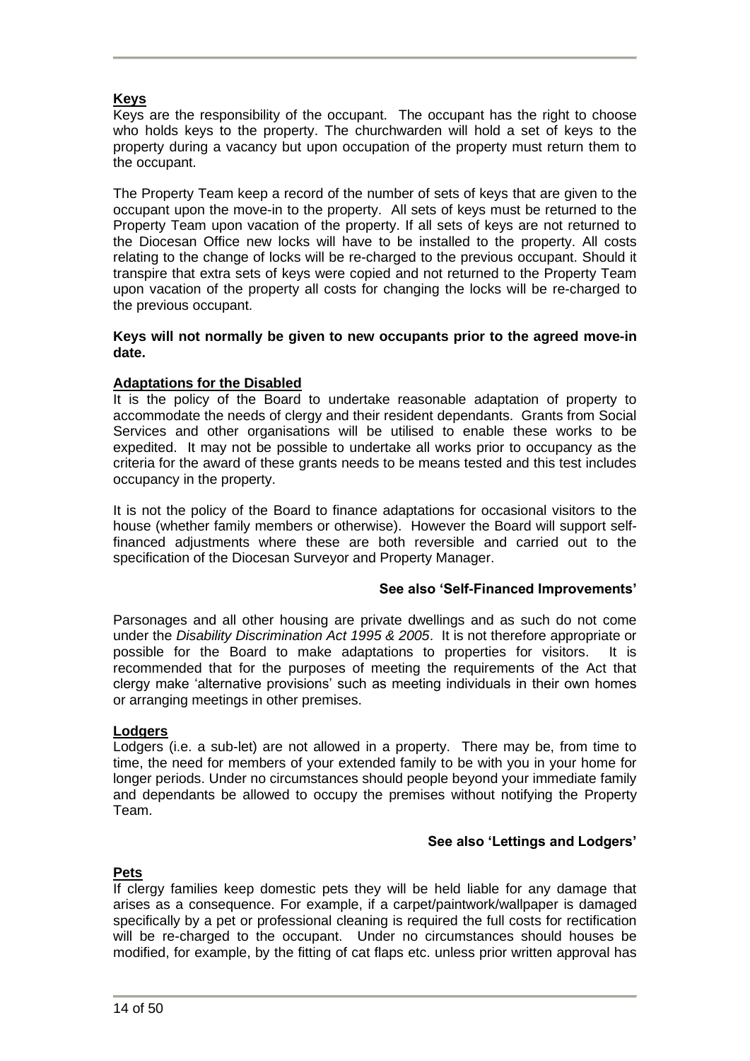**Keys**

Keys are the responsibility of the occupant. The occupant has the right to choose who holds keys to the property. The churchwarden will hold a set of keys to the property during a vacancy but upon occupation of the property must return them to the occupant.

The Property Team keep a record of the number of sets of keys that are given to the occupant upon the move-in to the property. All sets of keys must be returned to the Property Team upon vacation of the property. If all sets of keys are not returned to the Diocesan Office new locks will have to be installed to the property. All costs relating to the change of locks will be re-charged to the previous occupant. Should it transpire that extra sets of keys were copied and not returned to the Property Team upon vacation of the property all costs for changing the locks will be re-charged to the previous occupant.

**Keys will not normally be given to new occupants prior to the agreed move-in date.**

**Adaptations for the Disabled**

It is the policy of the Board to undertake reasonable adaptation of property to accommodate the needs of clergy and their resident dependants. Grants from Social Services and other organisations will be utilised to enable these works to be expedited. It may not be possible to undertake all works prior to occupancy as the criteria for the award of these grants needs to be means tested and this test includes occupancy in the property.

It is not the policy of the Board to finance adaptations for occasional visitors to the house (whether family members or otherwise). However the Board will support self-financed adjustments where these are both reversible and carried out to the specification of the Diocesan Surveyor and Property Manager.

**See also 'Self-Financed Improvements'**

Parsonages and all other housing are private dwellings and as such do not come under the *Disability Discrimination Act 1995 & 2005*. It is not therefore appropriate or possible for the Board to make adaptations to properties for visitors. It is recommended that for the purposes of meeting the requirements of the Act that clergy make 'alternative provisions' such as meeting individuals in their own homes or arranging meetings in other premises.

**Lodgers**

Lodgers (i.e. a sub-let) are not allowed in a property. There may be, from time to time, the need for members of your extended family to be with you in your home for longer periods. Under no circumstances should people beyond your immediate family and dependants be allowed to occupy the premises without notifying the Property Team.

**See also 'Lettings and Lodgers'**

**Pets**

If clergy families keep domestic pets they will be held liable for any damage that arises as a consequence. For example, if a carpet/paintwork/wallpaper is damaged specifically by a pet or professional cleaning is required the full costs for rectification will be re-charged to the occupant. Under no circumstances should houses be modified, for example, by the fitting of cat flaps etc. unless prior written approval has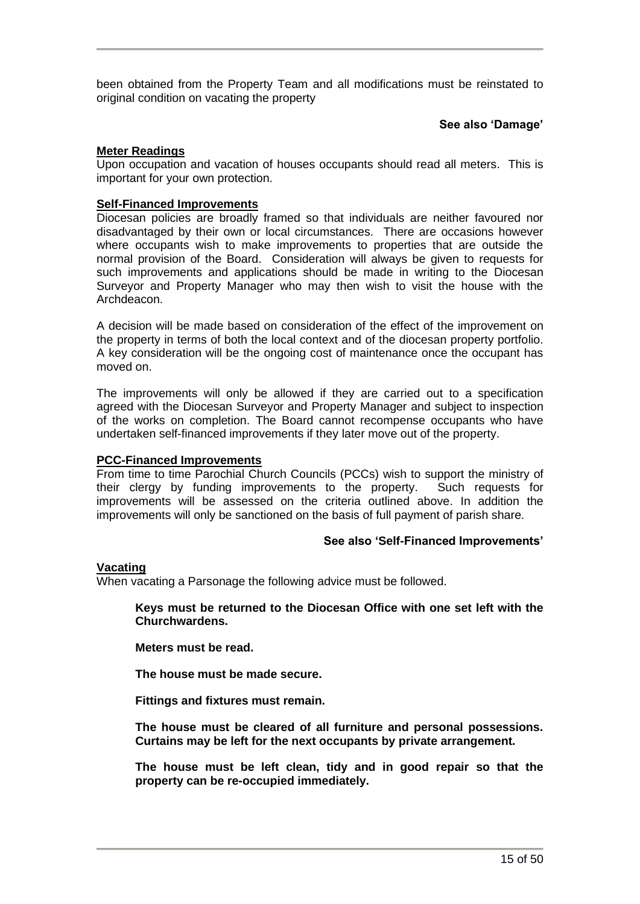been obtained from the Property Team and all modifications must be reinstated to original condition on vacating the property

**See also 'Damage'**

**Meter Readings**

Upon occupation and vacation of houses occupants should read all meters. This is important for your own protection.

**Self-Financed Improvements**

Diocesan policies are broadly framed so that individuals are neither favoured nor disadvantaged by their own or local circumstances. There are occasions however where occupants wish to make improvements to properties that are outside the normal provision of the Board. Consideration will always be given to requests for such improvements and applications should be made in writing to the Diocesan Surveyor and Property Manager who may then wish to visit the house with the Archdeacon.

A decision will be made based on consideration of the effect of the improvement on the property in terms of both the local context and of the diocesan property portfolio. A key consideration will be the ongoing cost of maintenance once the occupant has moved on.

The improvements will only be allowed if they are carried out to a specification agreed with the Diocesan Surveyor and Property Manager and subject to inspection of the works on completion. The Board cannot recompense occupants who have undertaken self-financed improvements if they later move out of the property.

**PCC-Financed Improvements**

From time to time Parochial Church Councils (PCCs) wish to support the ministry of their clergy by funding improvements to the property. Such requests for improvements will be assessed on the criteria outlined above. In addition the improvements will only be sanctioned on the basis of full payment of parish share.

**See also 'Self-Financed Improvements'**

**Vacating**

When vacating a Parsonage the following advice must be followed.

**Keys must be returned to the Diocesan Office with one set left with the Churchwardens.**

**Meters must be read.**

**The house must be made secure.**

**Fittings and fixtures must remain.**

**The house must be cleared of all furniture and personal possessions. Curtains may be left for the next occupants by private arrangement.**

**The house must be left clean, tidy and in good repair so that the property can be re-occupied immediately.**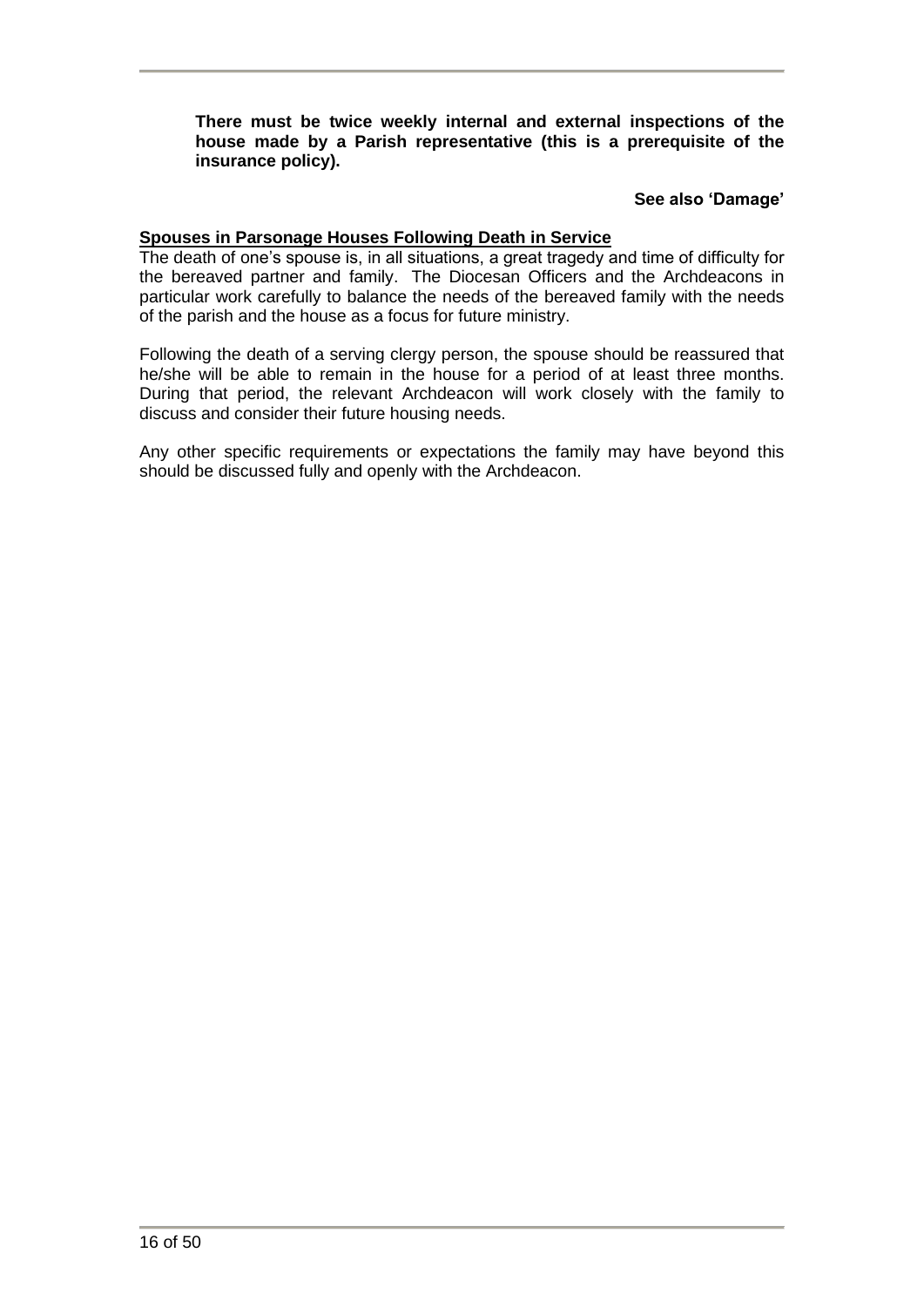**There must be twice weekly internal and external inspections of the house made by a Parish representative (this is a prerequisite of the insurance policy).**

**See also 'Damage'**

**Spouses in Parsonage Houses Following Death in Service**

The death of one's spouse is, in all situations, a great tragedy and time of difficulty for the bereaved partner and family. The Diocesan Officers and the Archdeacons in particular work carefully to balance the needs of the bereaved family with the needs of the parish and the house as a focus for future ministry.

Following the death of a serving clergy person, the spouse should be reassured that he/she will be able to remain in the house for a period of at least three months. During that period, the relevant Archdeacon will work closely with the family to discuss and consider their future housing needs.

Any other specific requirements or expectations the family may have beyond this should be discussed fully and openly with the Archdeacon.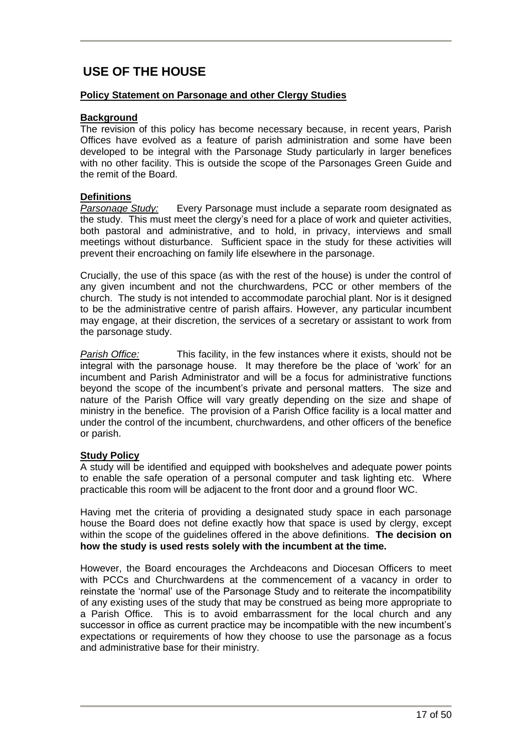# USE OF THE HOUSE

**Policy Statement on Parsonage and other Clergy Studies**

**Background**

The revision of this policy has become necessary because, in recent years, Parish Offices have evolved as a feature of parish administration and some have been developed to be integral with the Parsonage Study particularly in larger benefices with no other facility. This is outside the scope of the Parsonages Green Guide and the remit of the Board.

**Definitions**

*Parsonage Study:* Every Parsonage must include a separate room designated as the study. This must meet the clergy's need for a place of work and quieter activities, both pastoral and administrative, and to hold, in privacy, interviews and small meetings without disturbance. Sufficient space in the study for these activities will prevent their encroaching on family life elsewhere in the parsonage.

Crucially, the use of this space (as with the rest of the house) is under the control of any given incumbent and not the churchwardens, PCC or other members of the church. The study is not intended to accommodate parochial plant. Nor is it designed to be the administrative centre of parish affairs. However, any particular incumbent may engage, at their discretion, the services of a secretary or assistant to work from the parsonage study.

*Parish Office:* This facility, in the few instances where it exists, should not be integral with the parsonage house. It may therefore be the place of 'work' for an incumbent and Parish Administrator and will be a focus for administrative functions beyond the scope of the incumbent's private and personal matters. The size and nature of the Parish Office will vary greatly depending on the size and shape of ministry in the benefice. The provision of a Parish Office facility is a local matter and under the control of the incumbent, churchwardens, and other officers of the benefice or parish.

**Study Policy**

A study will be identified and equipped with bookshelves and adequate power points to enable the safe operation of a personal computer and task lighting etc. Where practicable this room will be adjacent to the front door and a ground floor WC.

Having met the criteria of providing a designated study space in each parsonage house the Board does not define exactly how that space is used by clergy, except within the scope of the guidelines offered in the above definitions. **The decision on how the study is used rests solely with the incumbent at the time.**

However, the Board encourages the Archdeacons and Diocesan Officers to meet with PCCs and Churchwardens at the commencement of a vacancy in order to reinstate the 'normal' use of the Parsonage Study and to reiterate the incompatibility of any existing uses of the study that may be construed as being more appropriate to a Parish Office. This is to avoid embarrassment for the local church and any successor in office as current practice may be incompatible with the new incumbent's expectations or requirements of how they choose to use the parsonage as a focus and administrative base for their ministry.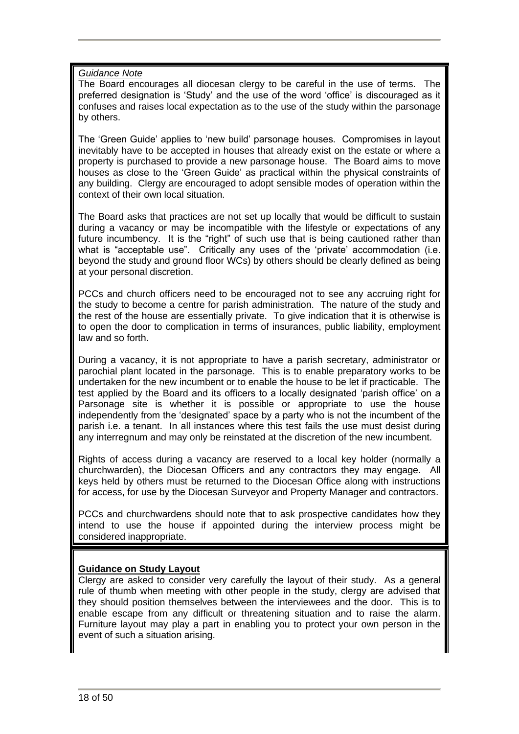*Guidance Note*

The Board encourages all diocesan clergy to be careful in the use of terms. The preferred designation is 'Study' and the use of the word 'office' is discouraged as it confuses and raises local expectation as to the use of the study within the parsonage by others.

The 'Green Guide' applies to 'new build' parsonage houses. Compromises in layout inevitably have to be accepted in houses that already exist on the estate or where a property is purchased to provide a new parsonage house. The Board aims to move houses as close to the 'Green Guide' as practical within the physical constraints of any building. Clergy are encouraged to adopt sensible modes of operation within the context of their own local situation.

The Board asks that practices are not set up locally that would be difficult to sustain during a vacancy or may be incompatible with the lifestyle or expectations of any future incumbency. It is the "right" of such use that is being cautioned rather than what is "acceptable use". Critically any uses of the 'private' accommodation (i.e. beyond the study and ground floor WCs) by others should be clearly defined as being at your personal discretion.

PCCs and church officers need to be encouraged not to see any accruing right for the study to become a centre for parish administration. The nature of the study and the rest of the house are essentially private. To give indication that it is otherwise is to open the door to complication in terms of insurances, public liability, employment law and so forth.

During a vacancy, it is not appropriate to have a parish secretary, administrator or parochial plant located in the parsonage. This is to enable preparatory works to be undertaken for the new incumbent or to enable the house to be let if practicable. The test applied by the Board and its officers to a locally designated 'parish office' on a Parsonage site is whether it is possible or appropriate to use the house independently from the 'designated' space by a party who is not the incumbent of the parish i.e. a tenant. In all instances where this test fails the use must desist during any interregnum and may only be reinstated at the discretion of the new incumbent.

Rights of access during a vacancy are reserved to a local key holder (normally a churchwarden), the Diocesan Officers and any contractors they may engage. All keys held by others must be returned to the Diocesan Office along with instructions for access, for use by the Diocesan Surveyor and Property Manager and contractors.

PCCs and churchwardens should note that to ask prospective candidates how they intend to use the house if appointed during the interview process might be considered inappropriate.

**Guidance on Study Layout**

Clergy are asked to consider very carefully the layout of their study. As a general rule of thumb when meeting with other people in the study, clergy are advised that they should position themselves between the interviewees and the door. This is to enable escape from any difficult or threatening situation and to raise the alarm. Furniture layout may play a part in enabling you to protect your own person in the event of such a situation arising.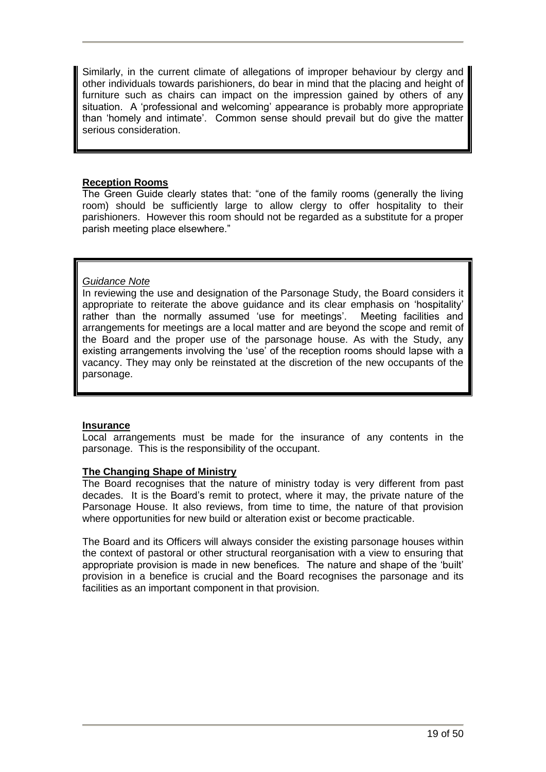Similarly, in the current climate of allegations of improper behaviour by clergy and other individuals towards parishioners, do bear in mind that the placing and height of furniture such as chairs can impact on the impression gained by others of any situation. A 'professional and welcoming' appearance is probably more appropriate than 'homely and intimate'. Common sense should prevail but do give the matter serious consideration.

**Reception Rooms**

The Green Guide clearly states that: "one of the family rooms (generally the living room) should be sufficiently large to allow clergy to offer hospitality to their parishioners. However this room should not be regarded as a substitute for a proper parish meeting place elsewhere."

*Guidance Note*

In reviewing the use and designation of the Parsonage Study, the Board considers it appropriate to reiterate the above guidance and its clear emphasis on 'hospitality' rather than the normally assumed 'use for meetings'. Meeting facilities and arrangements for meetings are a local matter and are beyond the scope and remit of the Board and the proper use of the parsonage house. As with the Study, any existing arrangements involving the 'use' of the reception rooms should lapse with a vacancy. They may only be reinstated at the discretion of the new occupants of the parsonage.

**Insurance**

Local arrangements must be made for the insurance of any contents in the parsonage. This is the responsibility of the occupant.

**The Changing Shape of Ministry**

The Board recognises that the nature of ministry today is very different from past decades. It is the Board's remit to protect, where it may, the private nature of the Parsonage House. It also reviews, from time to time, the nature of that provision where opportunities for new build or alteration exist or become practicable.

The Board and its Officers will always consider the existing parsonage houses within the context of pastoral or other structural reorganisation with a view to ensuring that appropriate provision is made in new benefices. The nature and shape of the 'built' provision in a benefice is crucial and the Board recognises the parsonage and its facilities as an important component in that provision.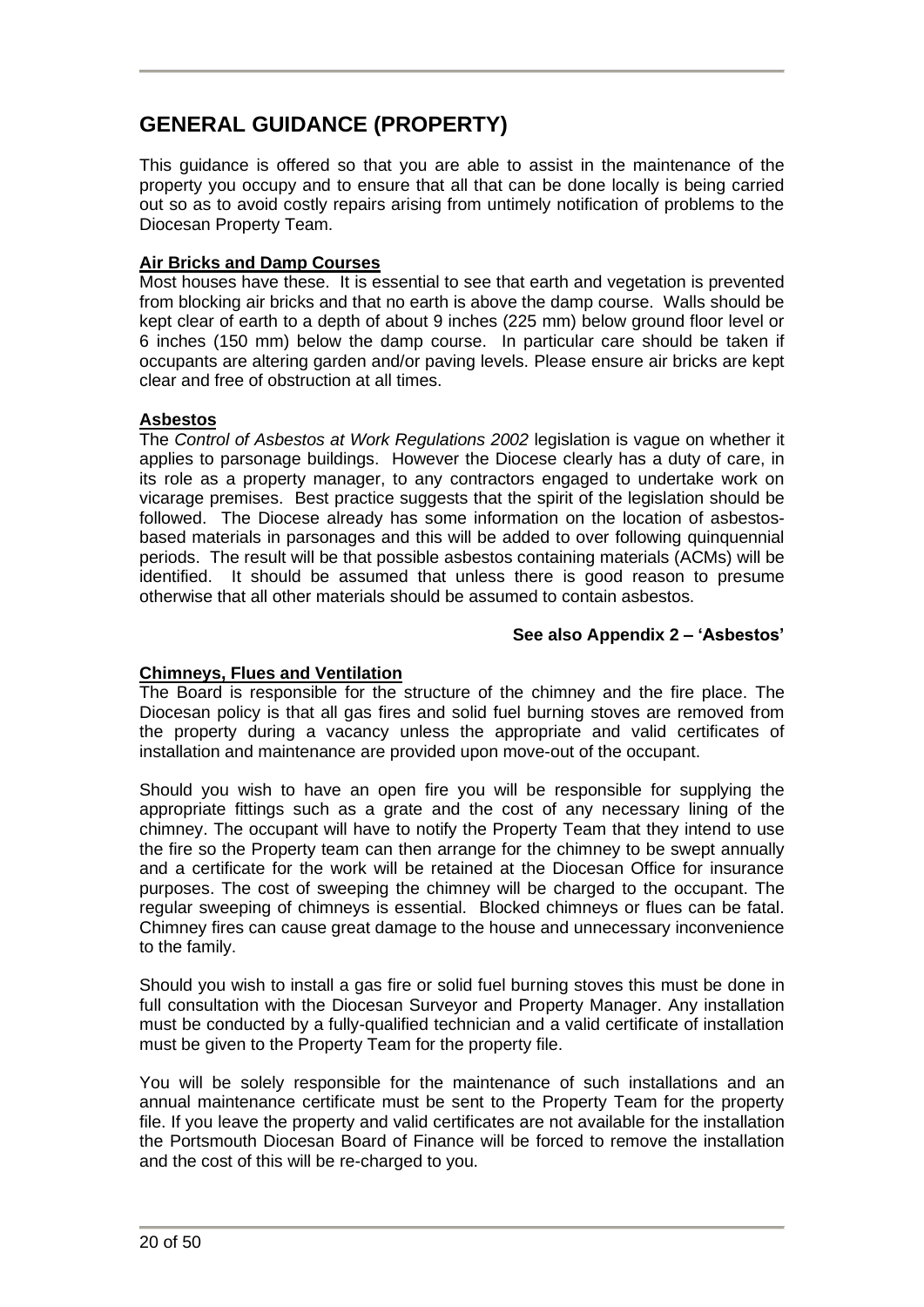# GENERAL GUIDANCE (PROPERTY)

This guidance is offered so that you are able to assist in the maintenance of the property you occupy and to ensure that all that can be done locally is being carried out so as to avoid costly repairs arising from untimely notification of problems to the Diocesan Property Team.

**Air Bricks and Damp Courses**

Most houses have these. It is essential to see that earth and vegetation is prevented from blocking air bricks and that no earth is above the damp course. Walls should be kept clear of earth to a depth of about 9 inches (225 mm) below ground floor level or 6 inches (150 mm) below the damp course. In particular care should be taken if occupants are altering garden and/or paving levels. Please ensure air bricks are kept clear and free of obstruction at all times.

**Asbestos**

The *Control of Asbestos at Work Regulations 2002* legislation is vague on whether it applies to parsonage buildings. However the Diocese clearly has a duty of care, in its role as a property manager, to any contractors engaged to undertake work on vicarage premises. Best practice suggests that the spirit of the legislation should be followed. The Diocese already has some information on the location of asbestos-based materials in parsonages and this will be added to over following quinquennial periods. The result will be that possible asbestos containing materials (ACMs) will be identified. It should be assumed that unless there is good reason to presume otherwise that all other materials should be assumed to contain asbestos.

**See also Appendix 2 – 'Asbestos'**

**Chimneys, Flues and Ventilation**

The Board is responsible for the structure of the chimney and the fire place. The Diocesan policy is that all gas fires and solid fuel burning stoves are removed from the property during a vacancy unless the appropriate and valid certificates of installation and maintenance are provided upon move-out of the occupant.

Should you wish to have an open fire you will be responsible for supplying the appropriate fittings such as a grate and the cost of any necessary lining of the chimney. The occupant will have to notify the Property Team that they intend to use the fire so the Property team can then arrange for the chimney to be swept annually and a certificate for the work will be retained at the Diocesan Office for insurance purposes. The cost of sweeping the chimney will be charged to the occupant. The regular sweeping of chimneys is essential. Blocked chimneys or flues can be fatal. Chimney fires can cause great damage to the house and unnecessary inconvenience to the family.

Should you wish to install a gas fire or solid fuel burning stoves this must be done in full consultation with the Diocesan Surveyor and Property Manager. Any installation must be conducted by a fully-qualified technician and a valid certificate of installation must be given to the Property Team for the property file.

You will be solely responsible for the maintenance of such installations and an annual maintenance certificate must be sent to the Property Team for the property file. If you leave the property and valid certificates are not available for the installation the Portsmouth Diocesan Board of Finance will be forced to remove the installation and the cost of this will be re-charged to you.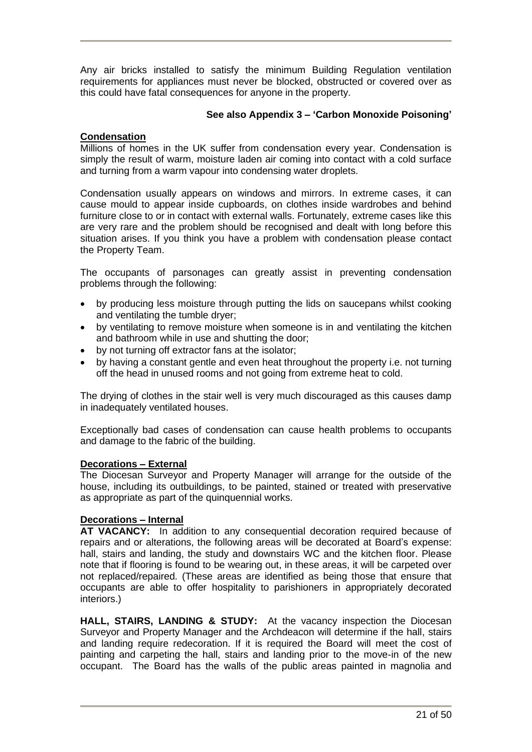Any air bricks installed to satisfy the minimum Building Regulation ventilation requirements for appliances must never be blocked, obstructed or covered over as this could have fatal consequences for anyone in the property.

**See also Appendix 3 – 'Carbon Monoxide Poisoning'**

**Condensation**

Millions of homes in the UK suffer from condensation every year. Condensation is simply the result of warm, moisture laden air coming into contact with a cold surface and turning from a warm vapour into condensing water droplets.

Condensation usually appears on windows and mirrors. In extreme cases, it can cause mould to appear inside cupboards, on clothes inside wardrobes and behind furniture close to or in contact with external walls. Fortunately, extreme cases like this are very rare and the problem should be recognised and dealt with long before this situation arises. If you think you have a problem with condensation please contact the Property Team.

The occupants of parsonages can greatly assist in preventing condensation problems through the following:

- by producing less moisture through putting the lids on saucepans whilst cooking and ventilating the tumble dryer;
- by ventilating to remove moisture when someone is in and ventilating the kitchen and bathroom while in use and shutting the door;
- by not turning off extractor fans at the isolator;
- by having a constant gentle and even heat throughout the property i.e. not turning off the head in unused rooms and not going from extreme heat to cold.

The drying of clothes in the stair well is very much discouraged as this causes damp in inadequately ventilated houses.

Exceptionally bad cases of condensation can cause health problems to occupants and damage to the fabric of the building.

**Decorations – External**

The Diocesan Surveyor and Property Manager will arrange for the outside of the house, including its outbuildings, to be painted, stained or treated with preservative as appropriate as part of the quinquennial works.

**Decorations – Internal**

**AT VACANCY:** In addition to any consequential decoration required because of repairs and or alterations, the following areas will be decorated at Board's expense: hall, stairs and landing, the study and downstairs WC and the kitchen floor. Please note that if flooring is found to be wearing out, in these areas, it will be carpeted over not replaced/repaired. (These areas are identified as being those that ensure that occupants are able to offer hospitality to parishioners in appropriately decorated interiors.)

**HALL, STAIRS, LANDING & STUDY:** At the vacancy inspection the Diocesan Surveyor and Property Manager and the Archdeacon will determine if the hall, stairs and landing require redecoration. If it is required the Board will meet the cost of painting and carpeting the hall, stairs and landing prior to the move-in of the new occupant. The Board has the walls of the public areas painted in magnolia and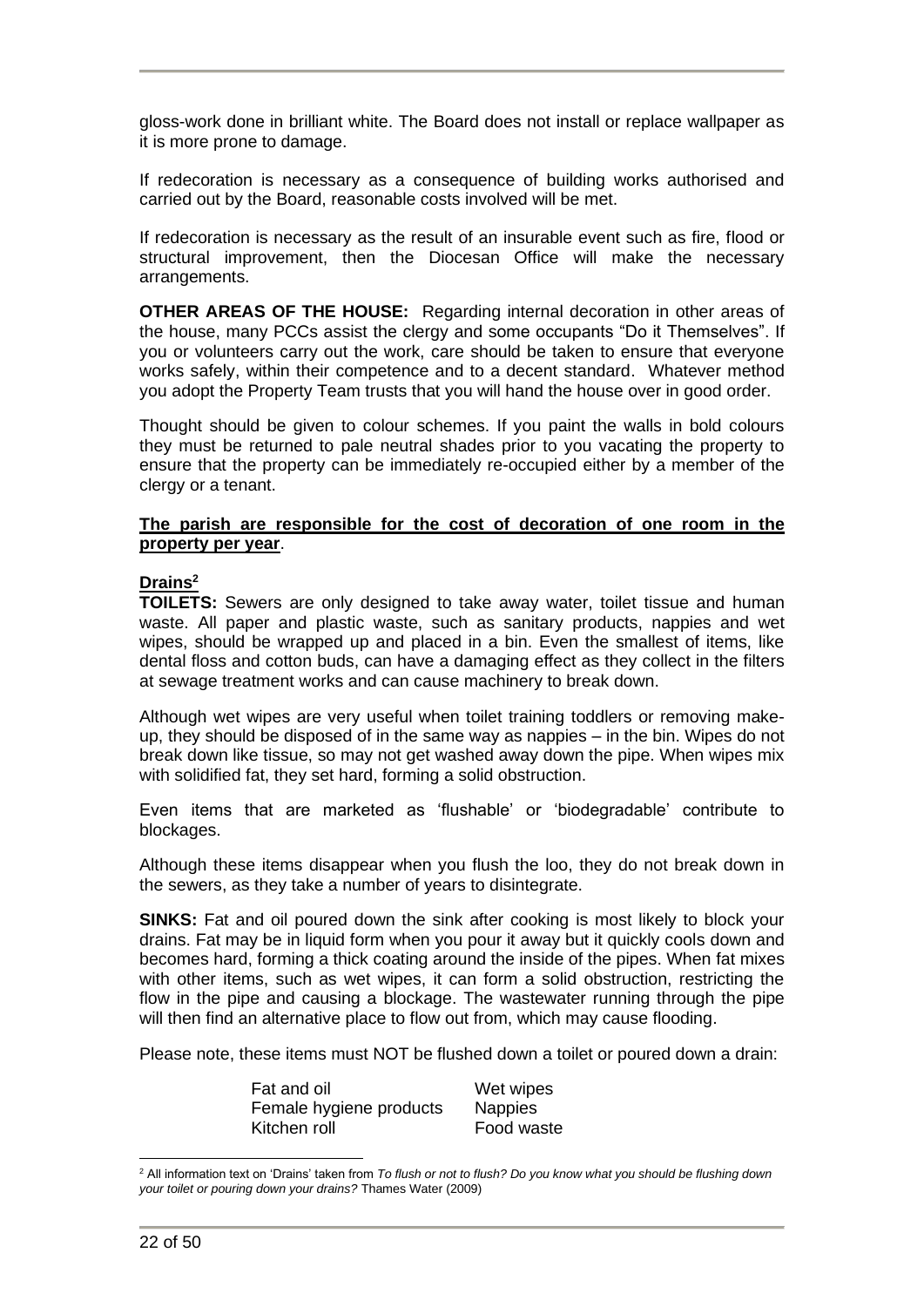gloss-work done in brilliant white. The Board does not install or replace wallpaper as it is more prone to damage.

If redecoration is necessary as a consequence of building works authorised and carried out by the Board, reasonable costs involved will be met.

If redecoration is necessary as the result of an insurable event such as fire, flood or structural improvement, then the Diocesan Office will make the necessary arrangements.

**OTHER AREAS OF THE HOUSE:** Regarding internal decoration in other areas of the house, many PCCs assist the clergy and some occupants "Do it Themselves". If you or volunteers carry out the work, care should be taken to ensure that everyone works safely, within their competence and to a decent standard. Whatever method you adopt the Property Team trusts that you will hand the house over in good order.

Thought should be given to colour schemes. If you paint the walls in bold colours they must be returned to pale neutral shades prior to you vacating the property to ensure that the property can be immediately re-occupied either by a member of the clergy or a tenant.

**The parish are responsible for the cost of decoration of one room in the property per year**.

**Drains[2]**

**TOILETS:** Sewers are only designed to take away water, toilet tissue and human waste. All paper and plastic waste, such as sanitary products, nappies and wet wipes, should be wrapped up and placed in a bin. Even the smallest of items, like dental floss and cotton buds, can have a damaging effect as they collect in the filters at sewage treatment works and can cause machinery to break down.

Although wet wipes are very useful when toilet training toddlers or removing make-up, they should be disposed of in the same way as nappies – in the bin. Wipes do not break down like tissue, so may not get washed away down the pipe. When wipes mix with solidified fat, they set hard, forming a solid obstruction.

Even items that are marketed as 'flushable' or 'biodegradable' contribute to blockages.

Although these items disappear when you flush the loo, they do not break down in the sewers, as they take a number of years to disintegrate.

**SINKS:** Fat and oil poured down the sink after cooking is most likely to block your drains. Fat may be in liquid form when you pour it away but it quickly cools down and becomes hard, forming a thick coating around the inside of the pipes. When fat mixes with other items, such as wet wipes, it can form a solid obstruction, restricting the flow in the pipe and causing a blockage. The wastewater running through the pipe will then find an alternative place to flow out from, which may cause flooding.

Please note, these items must NOT be flushed down a toilet or poured down a drain:

| | |
|---|---|
| Fat and oil | Wet wipes |
| Female hygiene products | Nappies |
| Kitchen roll | Food waste |

[2] All information text on 'Drains' taken from *To flush or not to flush? Do you know what you should be flushing down your toilet or pouring down your drains?* Thames Water (2009)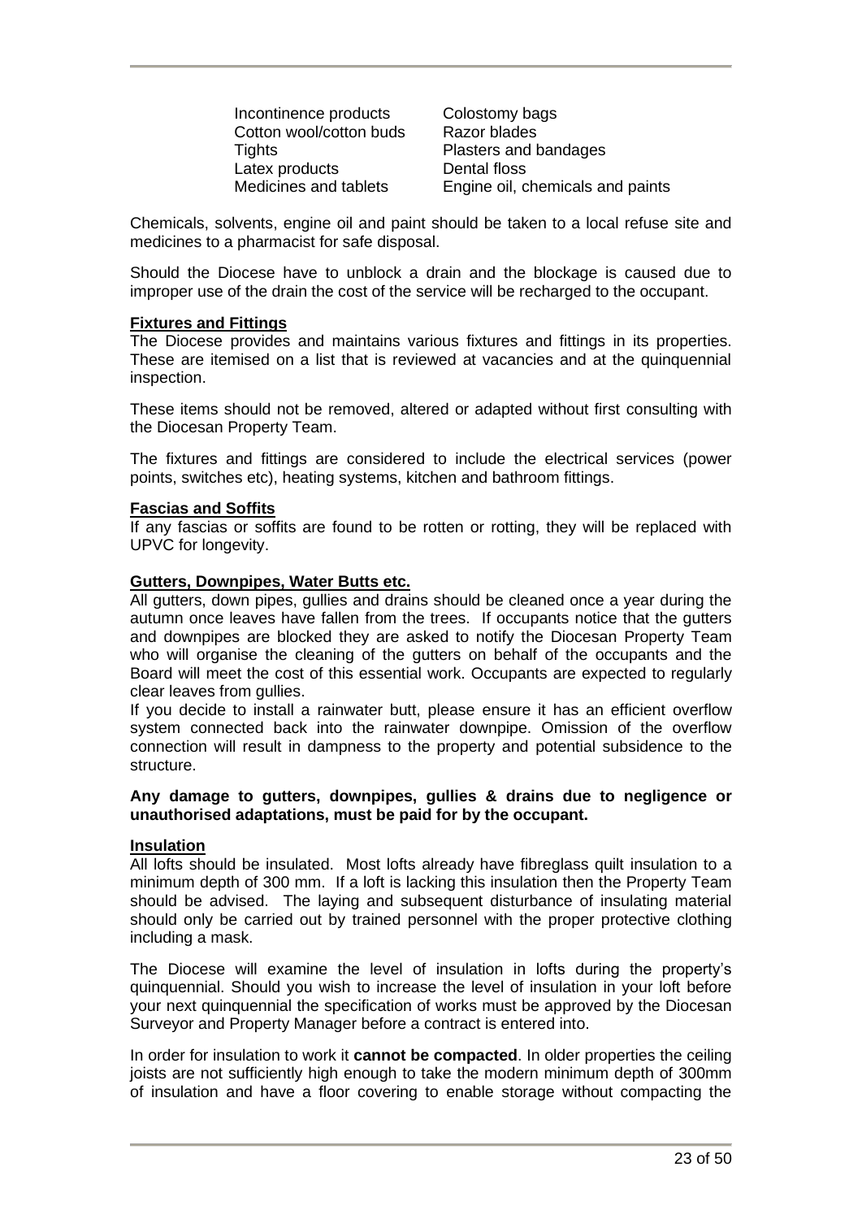| | |
|---|---|
| Incontinence products | Colostomy bags |
| Cotton wool/cotton buds | Razor blades |
| Tights | Plasters and bandages |
| Latex products | Dental floss |
| Medicines and tablets | Engine oil, chemicals and paints |

Chemicals, solvents, engine oil and paint should be taken to a local refuse site and medicines to a pharmacist for safe disposal.

Should the Diocese have to unblock a drain and the blockage is caused due to improper use of the drain the cost of the service will be recharged to the occupant.

**Fixtures and Fittings**

The Diocese provides and maintains various fixtures and fittings in its properties. These are itemised on a list that is reviewed at vacancies and at the quinquennial inspection.

These items should not be removed, altered or adapted without first consulting with the Diocesan Property Team.

The fixtures and fittings are considered to include the electrical services (power points, switches etc), heating systems, kitchen and bathroom fittings.

**Fascias and Soffits**

If any fascias or soffits are found to be rotten or rotting, they will be replaced with UPVC for longevity.

**Gutters, Downpipes, Water Butts etc.**

All gutters, down pipes, gullies and drains should be cleaned once a year during the autumn once leaves have fallen from the trees. If occupants notice that the gutters and downpipes are blocked they are asked to notify the Diocesan Property Team who will organise the cleaning of the gutters on behalf of the occupants and the Board will meet the cost of this essential work. Occupants are expected to regularly clear leaves from gullies.

If you decide to install a rainwater butt, please ensure it has an efficient overflow system connected back into the rainwater downpipe. Omission of the overflow connection will result in dampness to the property and potential subsidence to the structure.

**Any damage to gutters, downpipes, gullies & drains due to negligence or unauthorised adaptations, must be paid for by the occupant.**

**Insulation**

All lofts should be insulated. Most lofts already have fibreglass quilt insulation to a minimum depth of 300 mm. If a loft is lacking this insulation then the Property Team should be advised. The laying and subsequent disturbance of insulating material should only be carried out by trained personnel with the proper protective clothing including a mask.

The Diocese will examine the level of insulation in lofts during the property's quinquennial. Should you wish to increase the level of insulation in your loft before your next quinquennial the specification of works must be approved by the Diocesan Surveyor and Property Manager before a contract is entered into.

In order for insulation to work it **cannot be compacted**. In older properties the ceiling joists are not sufficiently high enough to take the modern minimum depth of 300mm of insulation and have a floor covering to enable storage without compacting the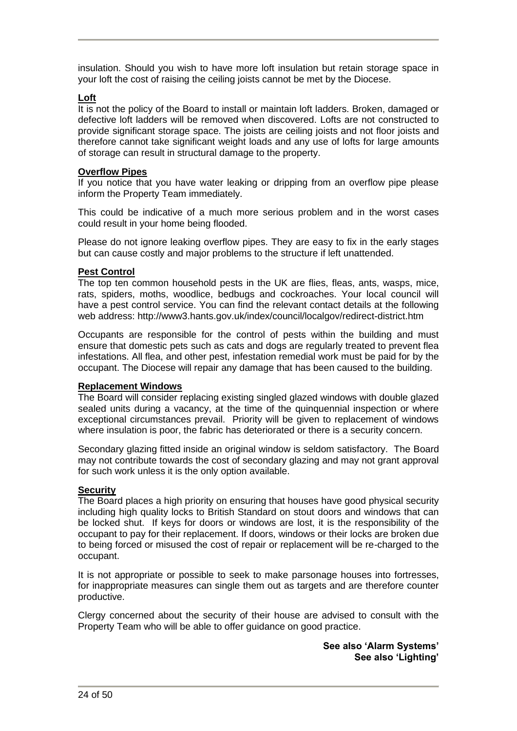insulation. Should you wish to have more loft insulation but retain storage space in your loft the cost of raising the ceiling joists cannot be met by the Diocese.

**Loft**

It is not the policy of the Board to install or maintain loft ladders. Broken, damaged or defective loft ladders will be removed when discovered. Lofts are not constructed to provide significant storage space. The joists are ceiling joists and not floor joists and therefore cannot take significant weight loads and any use of lofts for large amounts of storage can result in structural damage to the property.

**Overflow Pipes**

If you notice that you have water leaking or dripping from an overflow pipe please inform the Property Team immediately.

This could be indicative of a much more serious problem and in the worst cases could result in your home being flooded.

Please do not ignore leaking overflow pipes. They are easy to fix in the early stages but can cause costly and major problems to the structure if left unattended.

**Pest Control**

The top ten common household pests in the UK are flies, fleas, ants, wasps, mice, rats, spiders, moths, woodlice, bedbugs and cockroaches. Your local council will have a pest control service. You can find the relevant contact details at the following web address: http://www3.hants.gov.uk/index/council/localgov/redirect-district.htm

Occupants are responsible for the control of pests within the building and must ensure that domestic pets such as cats and dogs are regularly treated to prevent flea infestations. All flea, and other pest, infestation remedial work must be paid for by the occupant. The Diocese will repair any damage that has been caused to the building.

**Replacement Windows**

The Board will consider replacing existing singled glazed windows with double glazed sealed units during a vacancy, at the time of the quinquennial inspection or where exceptional circumstances prevail. Priority will be given to replacement of windows where insulation is poor, the fabric has deteriorated or there is a security concern.

Secondary glazing fitted inside an original window is seldom satisfactory. The Board may not contribute towards the cost of secondary glazing and may not grant approval for such work unless it is the only option available.

**Security**

The Board places a high priority on ensuring that houses have good physical security including high quality locks to British Standard on stout doors and windows that can be locked shut. If keys for doors or windows are lost, it is the responsibility of the occupant to pay for their replacement. If doors, windows or their locks are broken due to being forced or misused the cost of repair or replacement will be re-charged to the occupant.

It is not appropriate or possible to seek to make parsonage houses into fortresses, for inappropriate measures can single them out as targets and are therefore counter productive.

Clergy concerned about the security of their house are advised to consult with the Property Team who will be able to offer guidance on good practice.

**See also 'Alarm Systems'**
**See also 'Lighting'**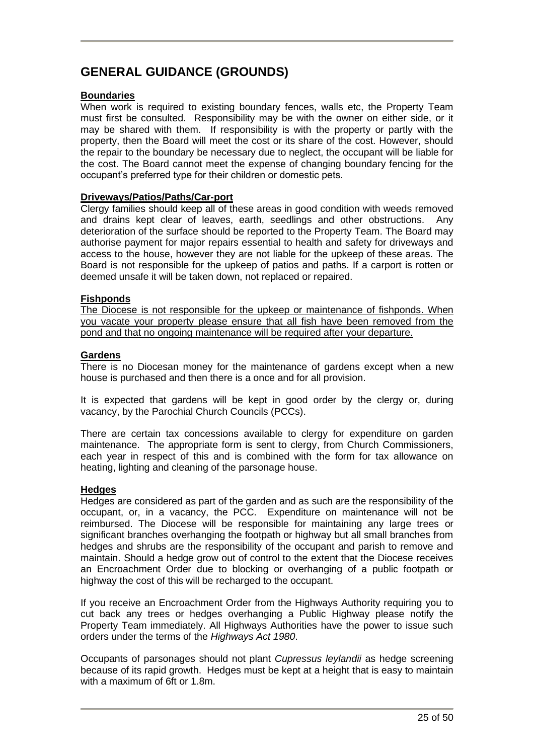# GENERAL GUIDANCE (GROUNDS)

**Boundaries**

When work is required to existing boundary fences, walls etc, the Property Team must first be consulted. Responsibility may be with the owner on either side, or it may be shared with them. If responsibility is with the property or partly with the property, then the Board will meet the cost or its share of the cost. However, should the repair to the boundary be necessary due to neglect, the occupant will be liable for the cost. The Board cannot meet the expense of changing boundary fencing for the occupant's preferred type for their children or domestic pets.

**Driveways/Patios/Paths/Car-port**

Clergy families should keep all of these areas in good condition with weeds removed and drains kept clear of leaves, earth, seedlings and other obstructions. Any deterioration of the surface should be reported to the Property Team. The Board may authorise payment for major repairs essential to health and safety for driveways and access to the house, however they are not liable for the upkeep of these areas. The Board is not responsible for the upkeep of patios and paths. If a carport is rotten or deemed unsafe it will be taken down, not replaced or repaired.

**Fishponds**

The Diocese is not responsible for the upkeep or maintenance of fishponds. When you vacate your property please ensure that all fish have been removed from the pond and that no ongoing maintenance will be required after your departure.

**Gardens**

There is no Diocesan money for the maintenance of gardens except when a new house is purchased and then there is a once and for all provision.

It is expected that gardens will be kept in good order by the clergy or, during vacancy, by the Parochial Church Councils (PCCs).

There are certain tax concessions available to clergy for expenditure on garden maintenance. The appropriate form is sent to clergy, from Church Commissioners, each year in respect of this and is combined with the form for tax allowance on heating, lighting and cleaning of the parsonage house.

**Hedges**

Hedges are considered as part of the garden and as such are the responsibility of the occupant, or, in a vacancy, the PCC. Expenditure on maintenance will not be reimbursed. The Diocese will be responsible for maintaining any large trees or significant branches overhanging the footpath or highway but all small branches from hedges and shrubs are the responsibility of the occupant and parish to remove and maintain. Should a hedge grow out of control to the extent that the Diocese receives an Encroachment Order due to blocking or overhanging of a public footpath or highway the cost of this will be recharged to the occupant.

If you receive an Encroachment Order from the Highways Authority requiring you to cut back any trees or hedges overhanging a Public Highway please notify the Property Team immediately. All Highways Authorities have the power to issue such orders under the terms of the *Highways Act 1980*.

Occupants of parsonages should not plant *Cupressus leylandii* as hedge screening because of its rapid growth. Hedges must be kept at a height that is easy to maintain with a maximum of 6ft or 1.8m.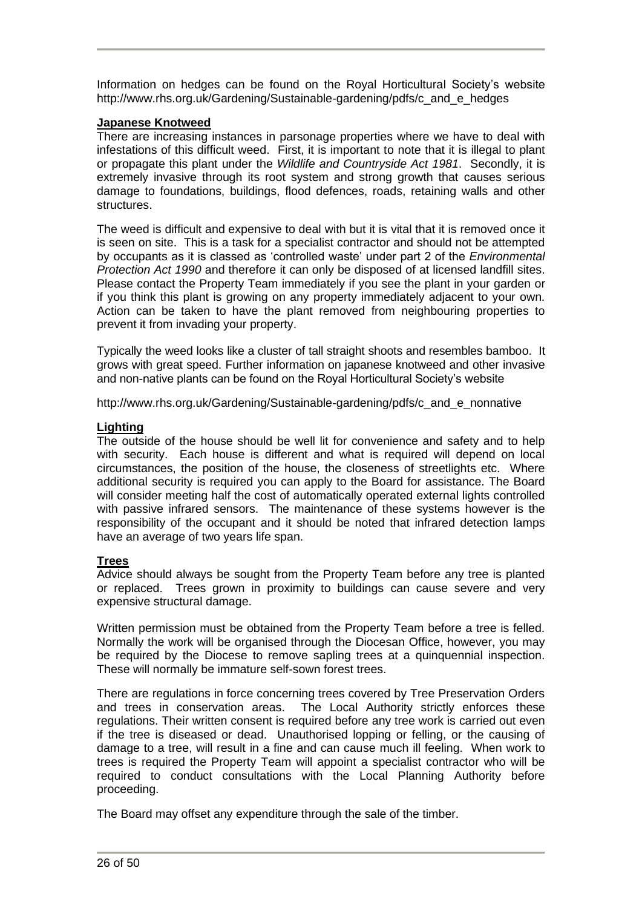Information on hedges can be found on the Royal Horticultural Society's website http://www.rhs.org.uk/Gardening/Sustainable-gardening/pdfs/c_and_e_hedges

**Japanese Knotweed**

There are increasing instances in parsonage properties where we have to deal with infestations of this difficult weed. First, it is important to note that it is illegal to plant or propagate this plant under the *Wildlife and Countryside Act 1981*. Secondly, it is extremely invasive through its root system and strong growth that causes serious damage to foundations, buildings, flood defences, roads, retaining walls and other structures.

The weed is difficult and expensive to deal with but it is vital that it is removed once it is seen on site. This is a task for a specialist contractor and should not be attempted by occupants as it is classed as 'controlled waste' under part 2 of the *Environmental Protection Act 1990* and therefore it can only be disposed of at licensed landfill sites. Please contact the Property Team immediately if you see the plant in your garden or if you think this plant is growing on any property immediately adjacent to your own. Action can be taken to have the plant removed from neighbouring properties to prevent it from invading your property.

Typically the weed looks like a cluster of tall straight shoots and resembles bamboo. It grows with great speed. Further information on japanese knotweed and other invasive and non-native plants can be found on the Royal Horticultural Society's website

http://www.rhs.org.uk/Gardening/Sustainable-gardening/pdfs/c_and_e_nonnative

**Lighting**

The outside of the house should be well lit for convenience and safety and to help with security. Each house is different and what is required will depend on local circumstances, the position of the house, the closeness of streetlights etc. Where additional security is required you can apply to the Board for assistance. The Board will consider meeting half the cost of automatically operated external lights controlled with passive infrared sensors. The maintenance of these systems however is the responsibility of the occupant and it should be noted that infrared detection lamps have an average of two years life span.

**Trees**

Advice should always be sought from the Property Team before any tree is planted or replaced. Trees grown in proximity to buildings can cause severe and very expensive structural damage.

Written permission must be obtained from the Property Team before a tree is felled. Normally the work will be organised through the Diocesan Office, however, you may be required by the Diocese to remove sapling trees at a quinquennial inspection. These will normally be immature self-sown forest trees.

There are regulations in force concerning trees covered by Tree Preservation Orders and trees in conservation areas. The Local Authority strictly enforces these regulations. Their written consent is required before any tree work is carried out even if the tree is diseased or dead. Unauthorised lopping or felling, or the causing of damage to a tree, will result in a fine and can cause much ill feeling. When work to trees is required the Property Team will appoint a specialist contractor who will be required to conduct consultations with the Local Planning Authority before proceeding.

The Board may offset any expenditure through the sale of the timber.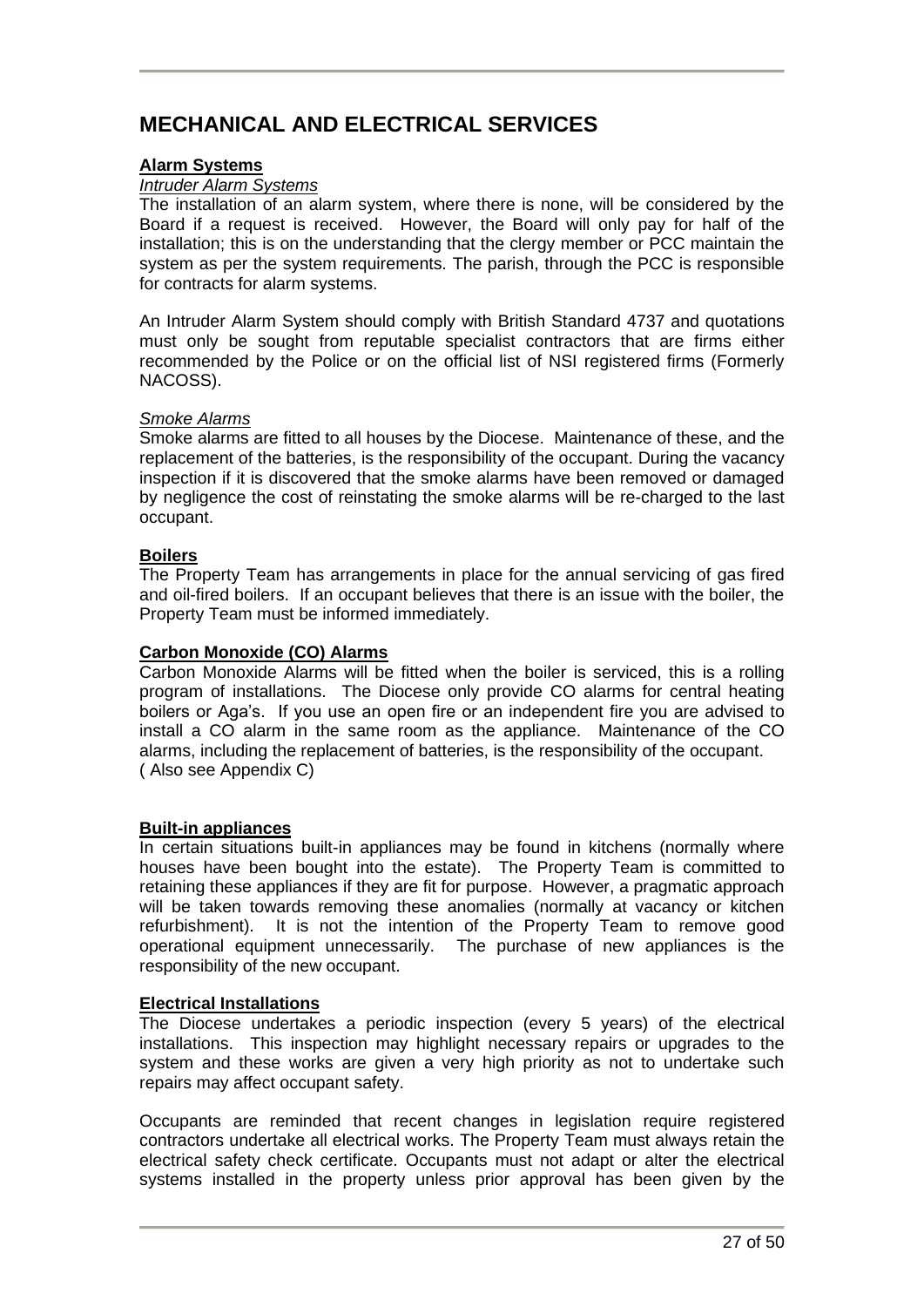# MECHANICAL AND ELECTRICAL SERVICES

**Alarm Systems**

*Intruder Alarm Systems*

The installation of an alarm system, where there is none, will be considered by the Board if a request is received. However, the Board will only pay for half of the installation; this is on the understanding that the clergy member or PCC maintain the system as per the system requirements. The parish, through the PCC is responsible for contracts for alarm systems.

An Intruder Alarm System should comply with British Standard 4737 and quotations must only be sought from reputable specialist contractors that are firms either recommended by the Police or on the official list of NSI registered firms (Formerly NACOSS).

*Smoke Alarms*

Smoke alarms are fitted to all houses by the Diocese. Maintenance of these, and the replacement of the batteries, is the responsibility of the occupant. During the vacancy inspection if it is discovered that the smoke alarms have been removed or damaged by negligence the cost of reinstating the smoke alarms will be re-charged to the last occupant.

**Boilers**

The Property Team has arrangements in place for the annual servicing of gas fired and oil-fired boilers. If an occupant believes that there is an issue with the boiler, the Property Team must be informed immediately.

**Carbon Monoxide (CO) Alarms**

Carbon Monoxide Alarms will be fitted when the boiler is serviced, this is a rolling program of installations. The Diocese only provide CO alarms for central heating boilers or Aga's. If you use an open fire or an independent fire you are advised to install a CO alarm in the same room as the appliance. Maintenance of the CO alarms, including the replacement of batteries, is the responsibility of the occupant.
( Also see Appendix C)

**Built-in appliances**

In certain situations built-in appliances may be found in kitchens (normally where houses have been bought into the estate). The Property Team is committed to retaining these appliances if they are fit for purpose. However, a pragmatic approach will be taken towards removing these anomalies (normally at vacancy or kitchen refurbishment). It is not the intention of the Property Team to remove good operational equipment unnecessarily. The purchase of new appliances is the responsibility of the new occupant.

**Electrical Installations**

The Diocese undertakes a periodic inspection (every 5 years) of the electrical installations. This inspection may highlight necessary repairs or upgrades to the system and these works are given a very high priority as not to undertake such repairs may affect occupant safety.

Occupants are reminded that recent changes in legislation require registered contractors undertake all electrical works. The Property Team must always retain the electrical safety check certificate. Occupants must not adapt or alter the electrical systems installed in the property unless prior approval has been given by the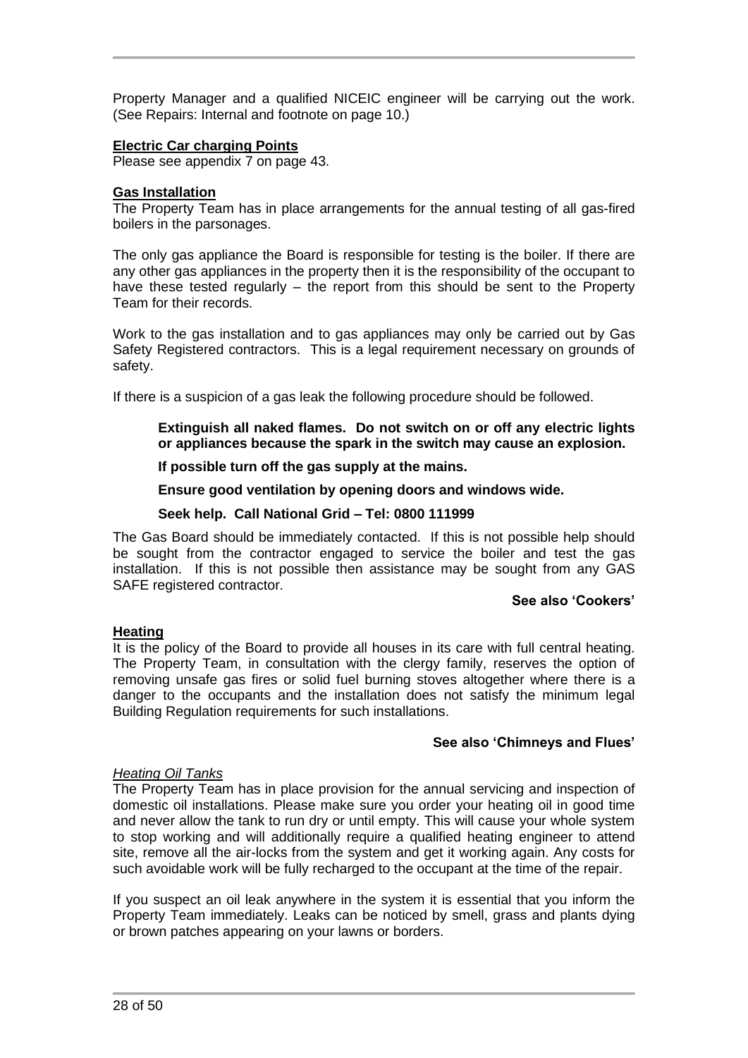Property Manager and a qualified NICEIC engineer will be carrying out the work. (See Repairs: Internal and footnote on page 10.)

### Electric Car charging Points

Please see appendix 7 on page 43.

### Gas Installation

The Property Team has in place arrangements for the annual testing of all gas-fired boilers in the parsonages.

The only gas appliance the Board is responsible for testing is the boiler. If there are any other gas appliances in the property then it is the responsibility of the occupant to have these tested regularly – the report from this should be sent to the Property Team for their records.

Work to the gas installation and to gas appliances may only be carried out by Gas Safety Registered contractors. This is a legal requirement necessary on grounds of safety.

If there is a suspicion of a gas leak the following procedure should be followed.

> **Extinguish all naked flames. Do not switch on or off any electric lights or appliances because the spark in the switch may cause an explosion.**
>
> **If possible turn off the gas supply at the mains.**
>
> **Ensure good ventilation by opening doors and windows wide.**
>
> **Seek help. Call National Grid – Tel: 0800 111999**

The Gas Board should be immediately contacted. If this is not possible help should be sought from the contractor engaged to service the boiler and test the gas installation. If this is not possible then assistance may be sought from any GAS SAFE registered contractor.

**See also 'Cookers'**

### Heating

It is the policy of the Board to provide all houses in its care with full central heating. The Property Team, in consultation with the clergy family, reserves the option of removing unsafe gas fires or solid fuel burning stoves altogether where there is a danger to the occupants and the installation does not satisfy the minimum legal Building Regulation requirements for such installations.

**See also 'Chimneys and Flues'**

#### *Heating Oil Tanks*

The Property Team has in place provision for the annual servicing and inspection of domestic oil installations. Please make sure you order your heating oil in good time and never allow the tank to run dry or until empty. This will cause your whole system to stop working and will additionally require a qualified heating engineer to attend site, remove all the air-locks from the system and get it working again. Any costs for such avoidable work will be fully recharged to the occupant at the time of the repair.

If you suspect an oil leak anywhere in the system it is essential that you inform the Property Team immediately. Leaks can be noticed by smell, grass and plants dying or brown patches appearing on your lawns or borders.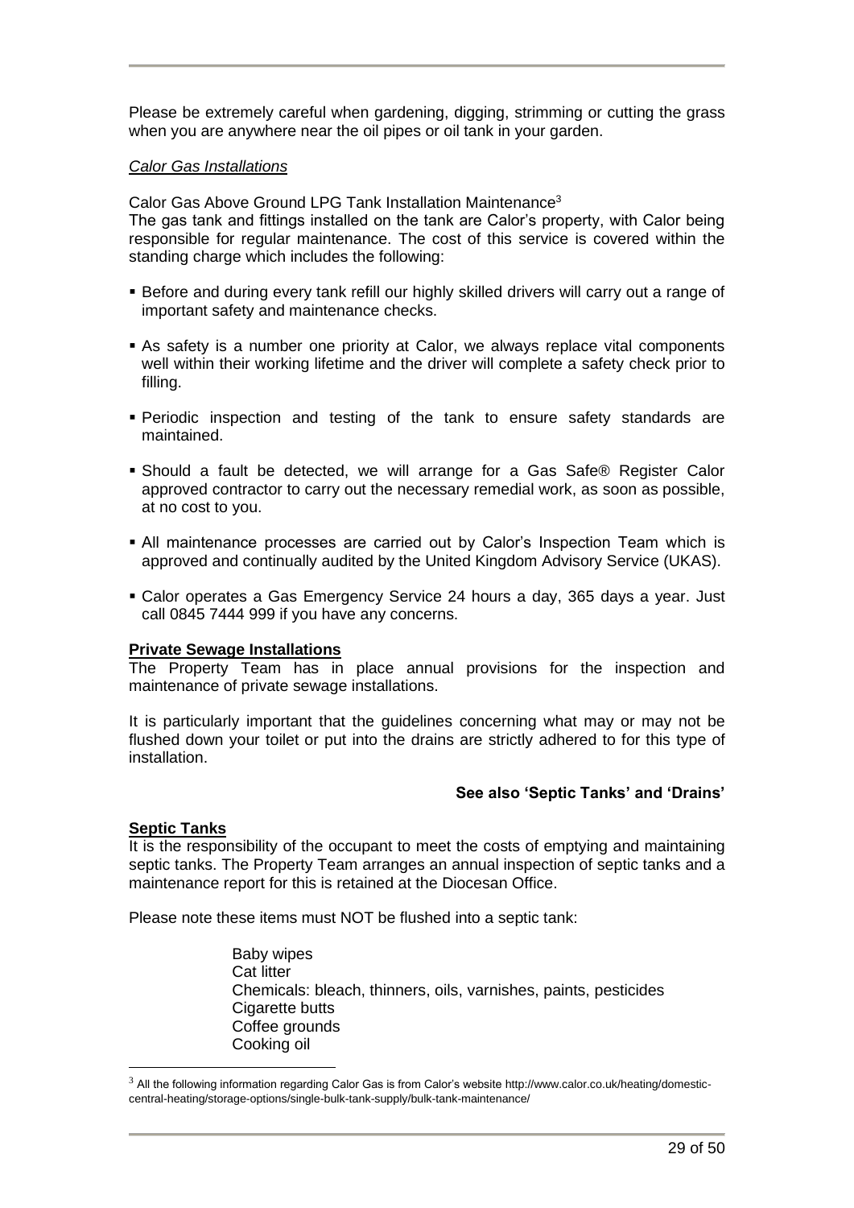Please be extremely careful when gardening, digging, strimming or cutting the grass when you are anywhere near the oil pipes or oil tank in your garden.

*Calor Gas Installations*

Calor Gas Above Ground LPG Tank Installation Maintenance[3]

The gas tank and fittings installed on the tank are Calor's property, with Calor being responsible for regular maintenance. The cost of this service is covered within the standing charge which includes the following:

- Before and during every tank refill our highly skilled drivers will carry out a range of important safety and maintenance checks.
- As safety is a number one priority at Calor, we always replace vital components well within their working lifetime and the driver will complete a safety check prior to filling.
- Periodic inspection and testing of the tank to ensure safety standards are maintained.
- Should a fault be detected, we will arrange for a Gas Safe® Register Calor approved contractor to carry out the necessary remedial work, as soon as possible, at no cost to you.
- All maintenance processes are carried out by Calor's Inspection Team which is approved and continually audited by the United Kingdom Advisory Service (UKAS).
- Calor operates a Gas Emergency Service 24 hours a day, 365 days a year. Just call 0845 7444 999 if you have any concerns.

**Private Sewage Installations**

The Property Team has in place annual provisions for the inspection and maintenance of private sewage installations.

It is particularly important that the guidelines concerning what may or may not be flushed down your toilet or put into the drains are strictly adhered to for this type of installation.

**See also 'Septic Tanks' and 'Drains'**

**Septic Tanks**

It is the responsibility of the occupant to meet the costs of emptying and maintaining septic tanks. The Property Team arranges an annual inspection of septic tanks and a maintenance report for this is retained at the Diocesan Office.

Please note these items must NOT be flushed into a septic tank:

Baby wipes
Cat litter
Chemicals: bleach, thinners, oils, varnishes, paints, pesticides
Cigarette butts
Coffee grounds
Cooking oil

[3] All the following information regarding Calor Gas is from Calor's website http://www.calor.co.uk/heating/domestic-central-heating/storage-options/single-bulk-tank-supply/bulk-tank-maintenance/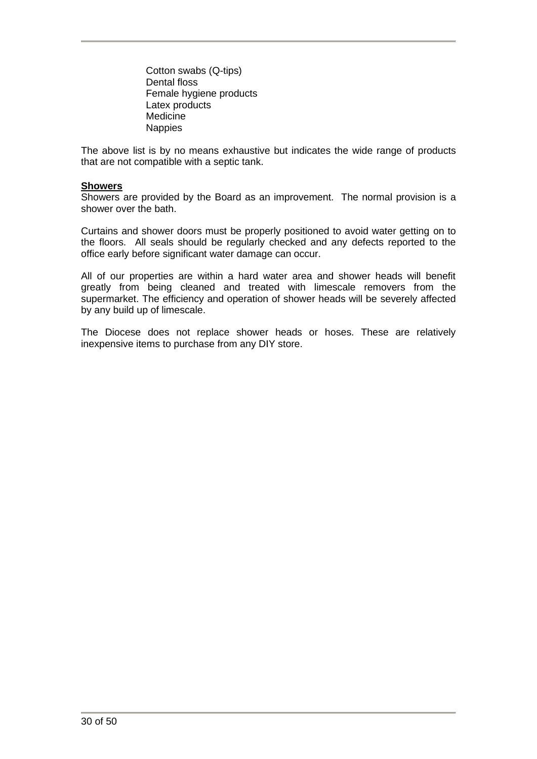- Cotton swabs (Q-tips)
- Dental floss
- Female hygiene products
- Latex products
- Medicine
- Nappies

The above list is by no means exhaustive but indicates the wide range of products that are not compatible with a septic tank.

**Showers**

Showers are provided by the Board as an improvement. The normal provision is a shower over the bath.

Curtains and shower doors must be properly positioned to avoid water getting on to the floors. All seals should be regularly checked and any defects reported to the office early before significant water damage can occur.

All of our properties are within a hard water area and shower heads will benefit greatly from being cleaned and treated with limescale removers from the supermarket. The efficiency and operation of shower heads will be severely affected by any build up of limescale.

The Diocese does not replace shower heads or hoses. These are relatively inexpensive items to purchase from any DIY store.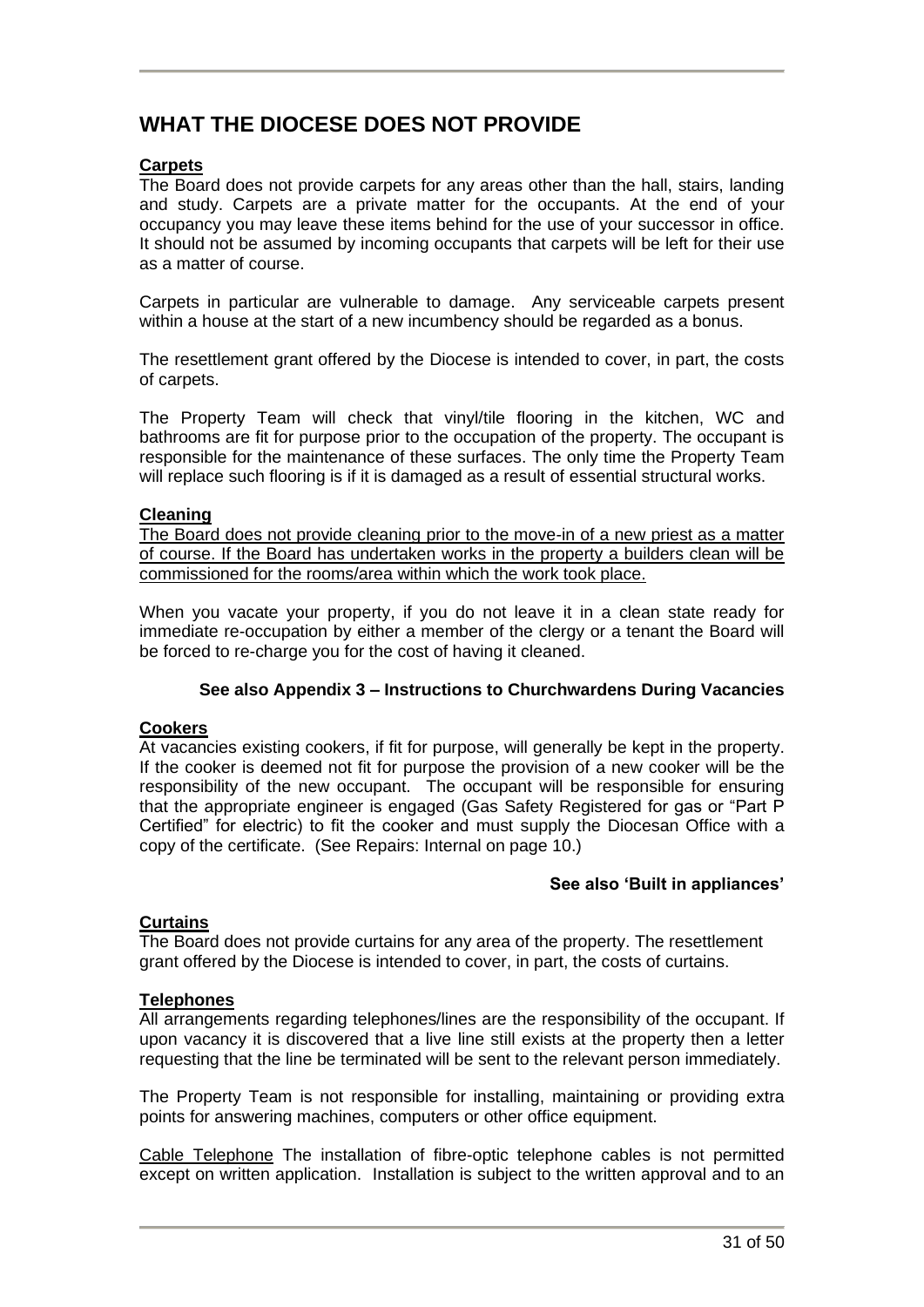## WHAT THE DIOCESE DOES NOT PROVIDE

### Carpets

The Board does not provide carpets for any areas other than the hall, stairs, landing and study. Carpets are a private matter for the occupants. At the end of your occupancy you may leave these items behind for the use of your successor in office. It should not be assumed by incoming occupants that carpets will be left for their use as a matter of course.

Carpets in particular are vulnerable to damage. Any serviceable carpets present within a house at the start of a new incumbency should be regarded as a bonus.

The resettlement grant offered by the Diocese is intended to cover, in part, the costs of carpets.

The Property Team will check that vinyl/tile flooring in the kitchen, WC and bathrooms are fit for purpose prior to the occupation of the property. The occupant is responsible for the maintenance of these surfaces. The only time the Property Team will replace such flooring is if it is damaged as a result of essential structural works.

### Cleaning

The Board does not provide cleaning prior to the move-in of a new priest as a matter of course. If the Board has undertaken works in the property a builders clean will be commissioned for the rooms/area within which the work took place.

When you vacate your property, if you do not leave it in a clean state ready for immediate re-occupation by either a member of the clergy or a tenant the Board will be forced to re-charge you for the cost of having it cleaned.

**See also Appendix 3 – Instructions to Churchwardens During Vacancies**

### Cookers

At vacancies existing cookers, if fit for purpose, will generally be kept in the property. If the cooker is deemed not fit for purpose the provision of a new cooker will be the responsibility of the new occupant. The occupant will be responsible for ensuring that the appropriate engineer is engaged (Gas Safety Registered for gas or "Part P Certified" for electric) to fit the cooker and must supply the Diocesan Office with a copy of the certificate. (See Repairs: Internal on page 10.)

**See also 'Built in appliances'**

### Curtains

The Board does not provide curtains for any area of the property. The resettlement grant offered by the Diocese is intended to cover, in part, the costs of curtains.

### Telephones

All arrangements regarding telephones/lines are the responsibility of the occupant. If upon vacancy it is discovered that a live line still exists at the property then a letter requesting that the line be terminated will be sent to the relevant person immediately.

The Property Team is not responsible for installing, maintaining or providing extra points for answering machines, computers or other office equipment.

Cable Telephone The installation of fibre-optic telephone cables is not permitted except on written application. Installation is subject to the written approval and to an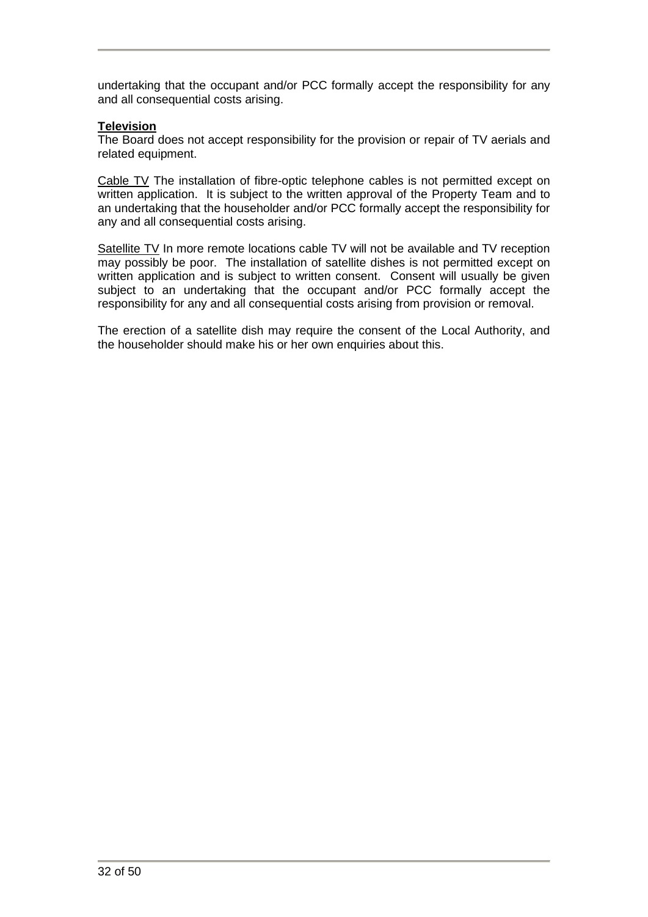undertaking that the occupant and/or PCC formally accept the responsibility for any and all consequential costs arising.

**Television**

The Board does not accept responsibility for the provision or repair of TV aerials and related equipment.

Cable TV The installation of fibre-optic telephone cables is not permitted except on written application. It is subject to the written approval of the Property Team and to an undertaking that the householder and/or PCC formally accept the responsibility for any and all consequential costs arising.

Satellite TV In more remote locations cable TV will not be available and TV reception may possibly be poor. The installation of satellite dishes is not permitted except on written application and is subject to written consent. Consent will usually be given subject to an undertaking that the occupant and/or PCC formally accept the responsibility for any and all consequential costs arising from provision or removal.

The erection of a satellite dish may require the consent of the Local Authority, and the householder should make his or her own enquiries about this.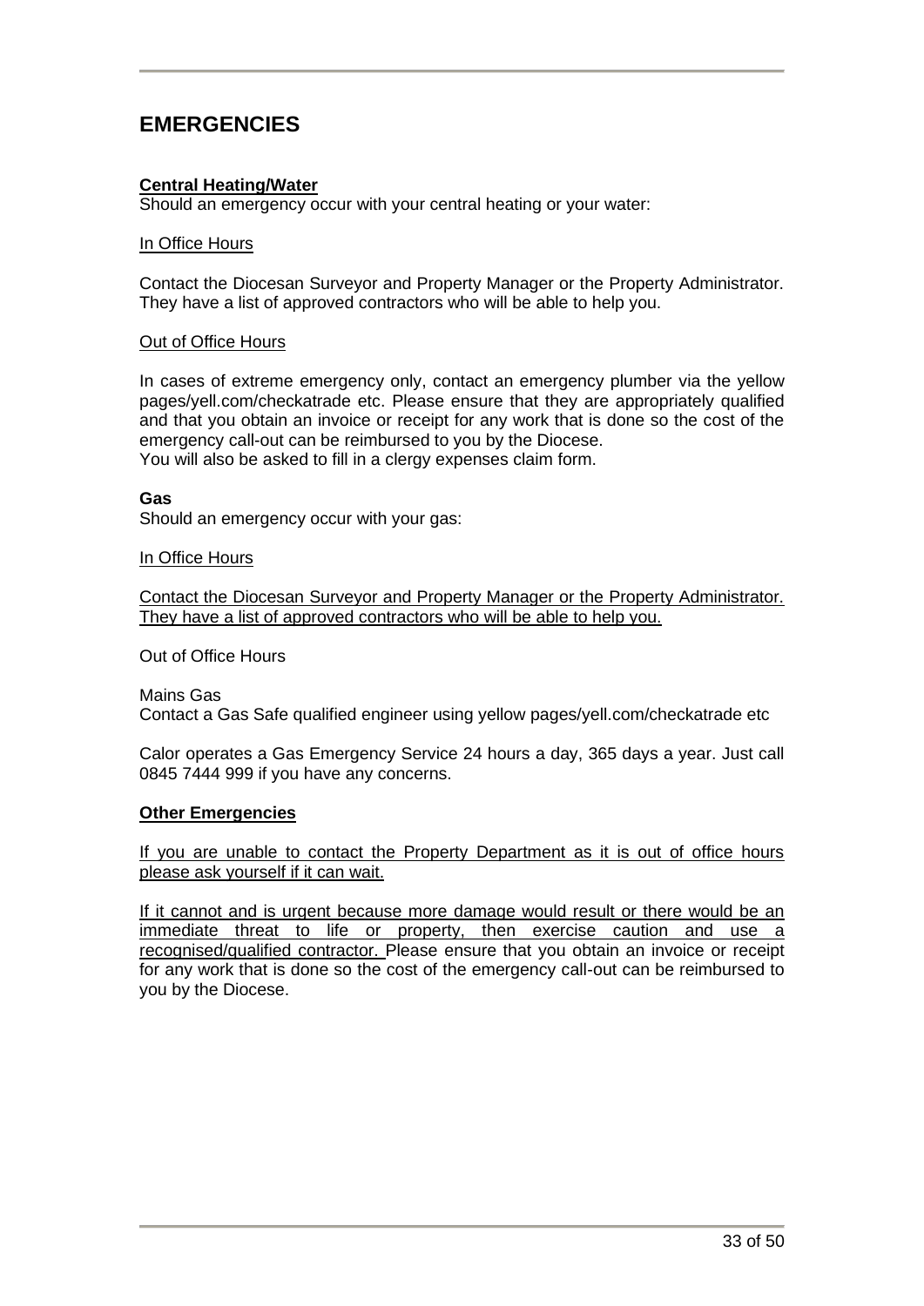# EMERGENCIES

**Central Heating/Water**

Should an emergency occur with your central heating or your water:

In Office Hours

Contact the Diocesan Surveyor and Property Manager or the Property Administrator. They have a list of approved contractors who will be able to help you.

Out of Office Hours

In cases of extreme emergency only, contact an emergency plumber via the yellow pages/yell.com/checkatrade etc. Please ensure that they are appropriately qualified and that you obtain an invoice or receipt for any work that is done so the cost of the emergency call-out can be reimbursed to you by the Diocese.
You will also be asked to fill in a clergy expenses claim form.

**Gas**

Should an emergency occur with your gas:

In Office Hours

Contact the Diocesan Surveyor and Property Manager or the Property Administrator. They have a list of approved contractors who will be able to help you.

Out of Office Hours

Mains Gas
Contact a Gas Safe qualified engineer using yellow pages/yell.com/checkatrade etc

Calor operates a Gas Emergency Service 24 hours a day, 365 days a year. Just call 0845 7444 999 if you have any concerns.

**Other Emergencies**

If you are unable to contact the Property Department as it is out of office hours please ask yourself if it can wait.

If it cannot and is urgent because more damage would result or there would be an immediate threat to life or property, then exercise caution and use a recognised/qualified contractor. Please ensure that you obtain an invoice or receipt for any work that is done so the cost of the emergency call-out can be reimbursed to you by the Diocese.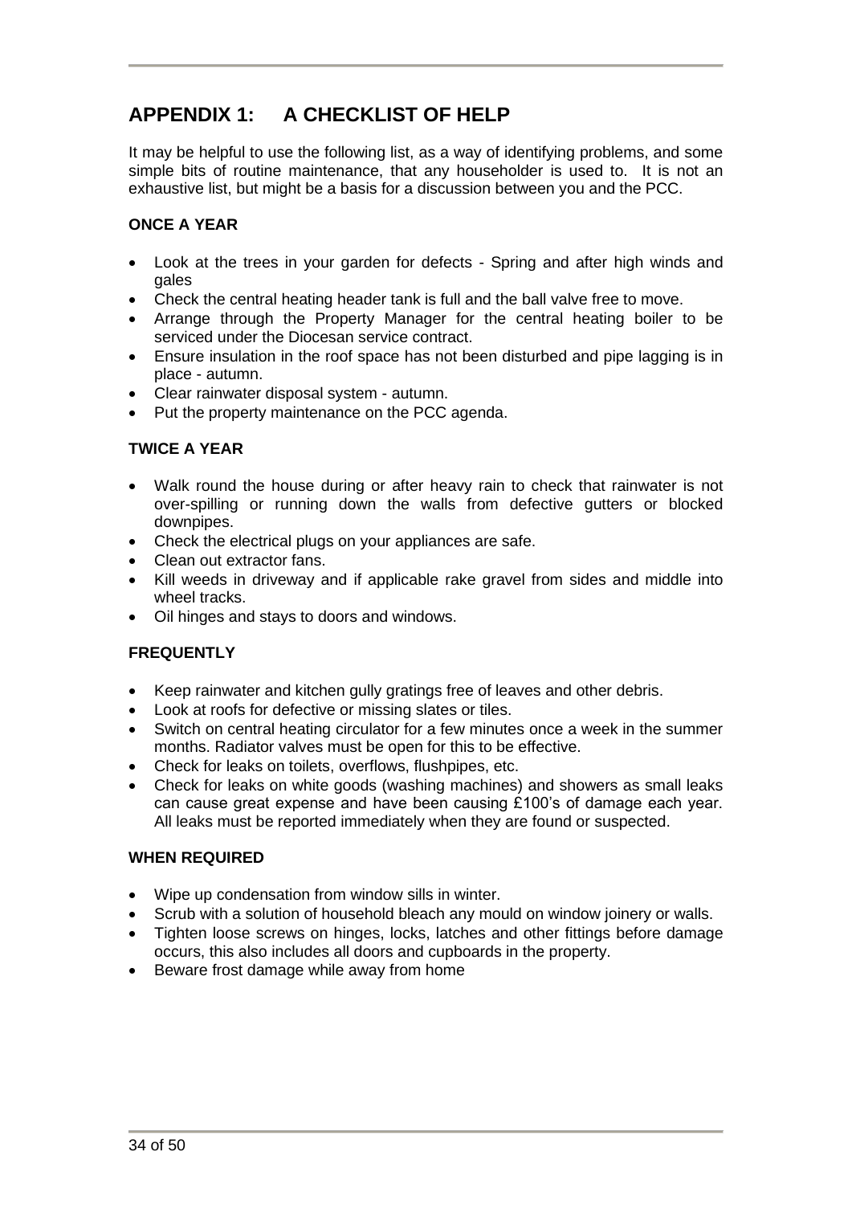## APPENDIX 1: A CHECKLIST OF HELP

It may be helpful to use the following list, as a way of identifying problems, and some simple bits of routine maintenance, that any householder is used to. It is not an exhaustive list, but might be a basis for a discussion between you and the PCC.

### ONCE A YEAR

- Look at the trees in your garden for defects - Spring and after high winds and gales
- Check the central heating header tank is full and the ball valve free to move.
- Arrange through the Property Manager for the central heating boiler to be serviced under the Diocesan service contract.
- Ensure insulation in the roof space has not been disturbed and pipe lagging is in place - autumn.
- Clear rainwater disposal system - autumn.
- Put the property maintenance on the PCC agenda.

### TWICE A YEAR

- Walk round the house during or after heavy rain to check that rainwater is not over-spilling or running down the walls from defective gutters or blocked downpipes.
- Check the electrical plugs on your appliances are safe.
- Clean out extractor fans.
- Kill weeds in driveway and if applicable rake gravel from sides and middle into wheel tracks.
- Oil hinges and stays to doors and windows.

### FREQUENTLY

- Keep rainwater and kitchen gully gratings free of leaves and other debris.
- Look at roofs for defective or missing slates or tiles.
- Switch on central heating circulator for a few minutes once a week in the summer months. Radiator valves must be open for this to be effective.
- Check for leaks on toilets, overflows, flushpipes, etc.
- Check for leaks on white goods (washing machines) and showers as small leaks can cause great expense and have been causing £100's of damage each year. All leaks must be reported immediately when they are found or suspected.

### WHEN REQUIRED

- Wipe up condensation from window sills in winter.
- Scrub with a solution of household bleach any mould on window joinery or walls.
- Tighten loose screws on hinges, locks, latches and other fittings before damage occurs, this also includes all doors and cupboards in the property.
- Beware frost damage while away from home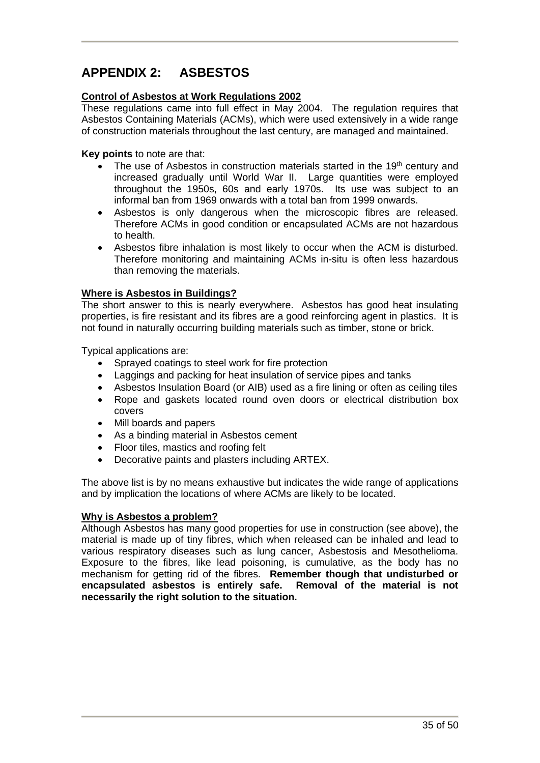# APPENDIX 2: ASBESTOS

**Control of Asbestos at Work Regulations 2002**

These regulations came into full effect in May 2004. The regulation requires that Asbestos Containing Materials (ACMs), which were used extensively in a wide range of construction materials throughout the last century, are managed and maintained.

**Key points** to note are that:

- The use of Asbestos in construction materials started in the 19th century and increased gradually until World War II. Large quantities were employed throughout the 1950s, 60s and early 1970s. Its use was subject to an informal ban from 1969 onwards with a total ban from 1999 onwards.
- Asbestos is only dangerous when the microscopic fibres are released. Therefore ACMs in good condition or encapsulated ACMs are not hazardous to health.
- Asbestos fibre inhalation is most likely to occur when the ACM is disturbed. Therefore monitoring and maintaining ACMs in-situ is often less hazardous than removing the materials.

**Where is Asbestos in Buildings?**

The short answer to this is nearly everywhere. Asbestos has good heat insulating properties, is fire resistant and its fibres are a good reinforcing agent in plastics. It is not found in naturally occurring building materials such as timber, stone or brick.

Typical applications are:

- Sprayed coatings to steel work for fire protection
- Laggings and packing for heat insulation of service pipes and tanks
- Asbestos Insulation Board (or AIB) used as a fire lining or often as ceiling tiles
- Rope and gaskets located round oven doors or electrical distribution box covers
- Mill boards and papers
- As a binding material in Asbestos cement
- Floor tiles, mastics and roofing felt
- Decorative paints and plasters including ARTEX.

The above list is by no means exhaustive but indicates the wide range of applications and by implication the locations of where ACMs are likely to be located.

**Why is Asbestos a problem?**

Although Asbestos has many good properties for use in construction (see above), the material is made up of tiny fibres, which when released can be inhaled and lead to various respiratory diseases such as lung cancer, Asbestosis and Mesothelioma. Exposure to the fibres, like lead poisoning, is cumulative, as the body has no mechanism for getting rid of the fibres. **Remember though that undisturbed or encapsulated asbestos is entirely safe. Removal of the material is not necessarily the right solution to the situation.**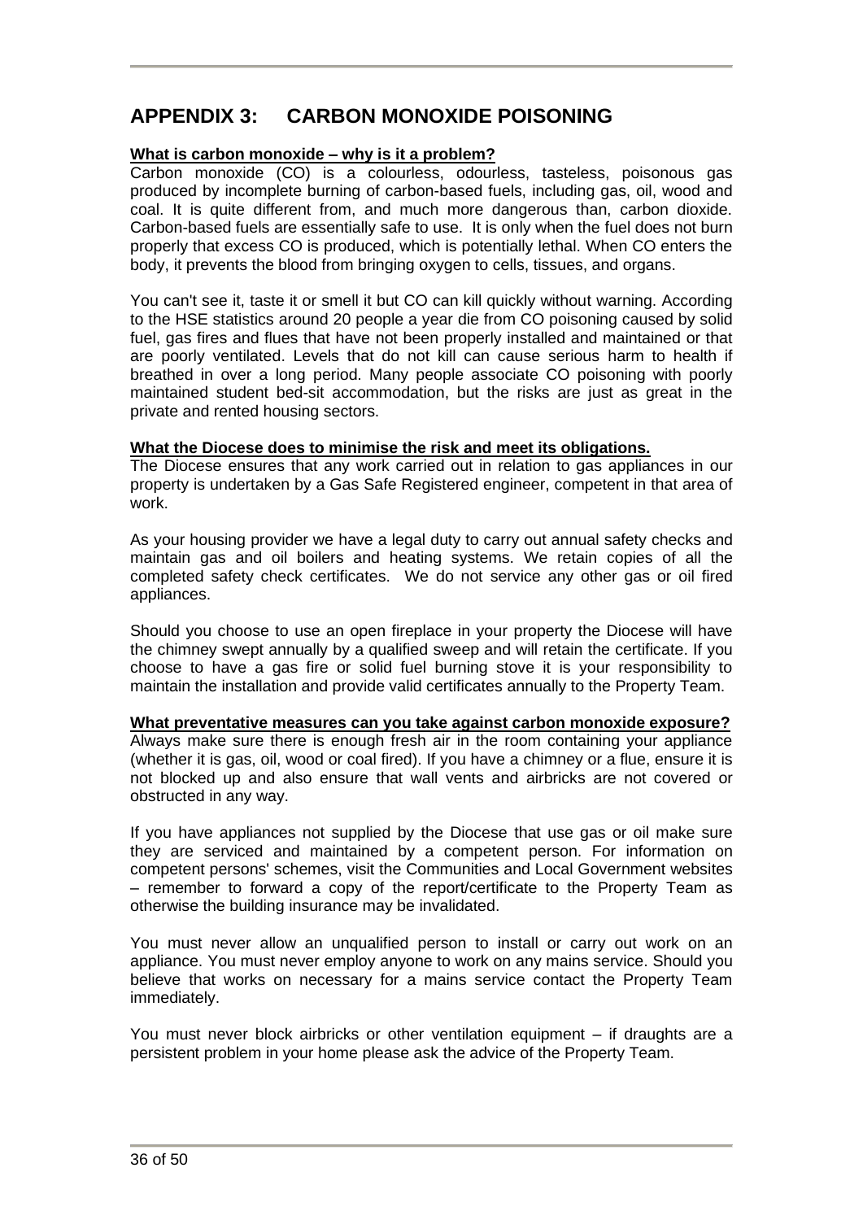# APPENDIX 3: CARBON MONOXIDE POISONING

**What is carbon monoxide – why is it a problem?**

Carbon monoxide (CO) is a colourless, odourless, tasteless, poisonous gas produced by incomplete burning of carbon-based fuels, including gas, oil, wood and coal. It is quite different from, and much more dangerous than, carbon dioxide. Carbon-based fuels are essentially safe to use. It is only when the fuel does not burn properly that excess CO is produced, which is potentially lethal. When CO enters the body, it prevents the blood from bringing oxygen to cells, tissues, and organs.

You can't see it, taste it or smell it but CO can kill quickly without warning. According to the HSE statistics around 20 people a year die from CO poisoning caused by solid fuel, gas fires and flues that have not been properly installed and maintained or that are poorly ventilated. Levels that do not kill can cause serious harm to health if breathed in over a long period. Many people associate CO poisoning with poorly maintained student bed-sit accommodation, but the risks are just as great in the private and rented housing sectors.

**What the Diocese does to minimise the risk and meet its obligations.**

The Diocese ensures that any work carried out in relation to gas appliances in our property is undertaken by a Gas Safe Registered engineer, competent in that area of work.

As your housing provider we have a legal duty to carry out annual safety checks and maintain gas and oil boilers and heating systems. We retain copies of all the completed safety check certificates. We do not service any other gas or oil fired appliances.

Should you choose to use an open fireplace in your property the Diocese will have the chimney swept annually by a qualified sweep and will retain the certificate. If you choose to have a gas fire or solid fuel burning stove it is your responsibility to maintain the installation and provide valid certificates annually to the Property Team.

**What preventative measures can you take against carbon monoxide exposure?**

Always make sure there is enough fresh air in the room containing your appliance (whether it is gas, oil, wood or coal fired). If you have a chimney or a flue, ensure it is not blocked up and also ensure that wall vents and airbricks are not covered or obstructed in any way.

If you have appliances not supplied by the Diocese that use gas or oil make sure they are serviced and maintained by a competent person. For information on competent persons' schemes, visit the Communities and Local Government websites – remember to forward a copy of the report/certificate to the Property Team as otherwise the building insurance may be invalidated.

You must never allow an unqualified person to install or carry out work on an appliance. You must never employ anyone to work on any mains service. Should you believe that works on necessary for a mains service contact the Property Team immediately.

You must never block airbricks or other ventilation equipment – if draughts are a persistent problem in your home please ask the advice of the Property Team.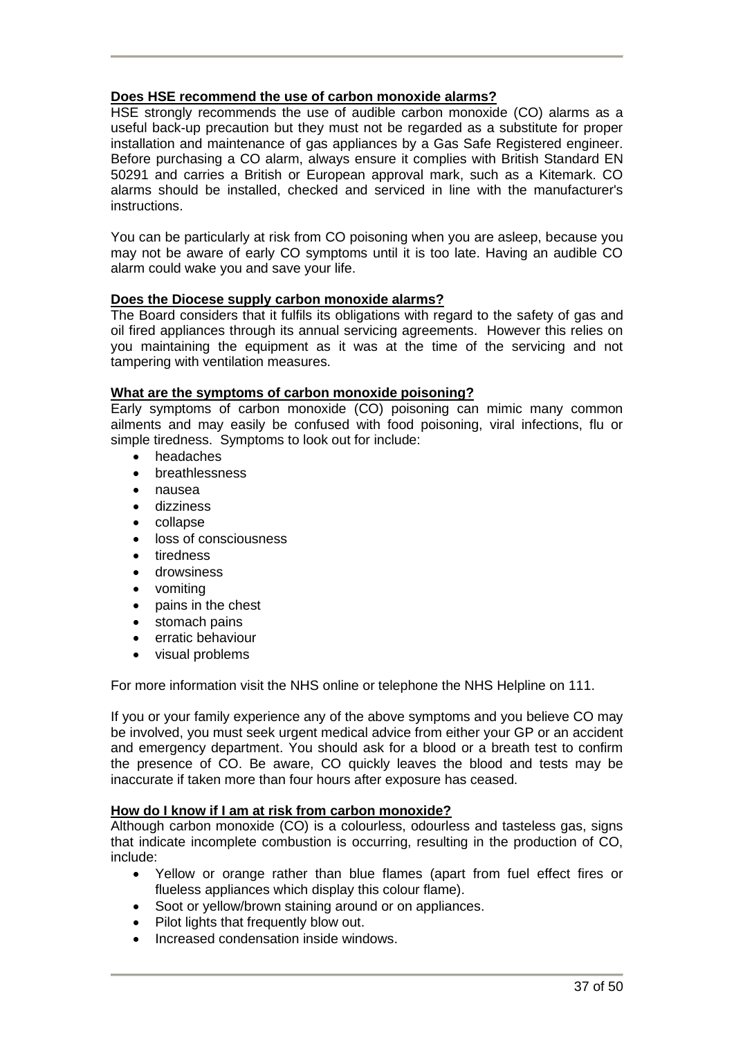**Does HSE recommend the use of carbon monoxide alarms?**

HSE strongly recommends the use of audible carbon monoxide (CO) alarms as a useful back-up precaution but they must not be regarded as a substitute for proper installation and maintenance of gas appliances by a Gas Safe Registered engineer. Before purchasing a CO alarm, always ensure it complies with British Standard EN 50291 and carries a British or European approval mark, such as a Kitemark. CO alarms should be installed, checked and serviced in line with the manufacturer's instructions.

You can be particularly at risk from CO poisoning when you are asleep, because you may not be aware of early CO symptoms until it is too late. Having an audible CO alarm could wake you and save your life.

**Does the Diocese supply carbon monoxide alarms?**

The Board considers that it fulfils its obligations with regard to the safety of gas and oil fired appliances through its annual servicing agreements. However this relies on you maintaining the equipment as it was at the time of the servicing and not tampering with ventilation measures.

**What are the symptoms of carbon monoxide poisoning?**

Early symptoms of carbon monoxide (CO) poisoning can mimic many common ailments and may easily be confused with food poisoning, viral infections, flu or simple tiredness. Symptoms to look out for include:

- headaches
- breathlessness
- nausea
- dizziness
- collapse
- loss of consciousness
- tiredness
- drowsiness
- vomiting
- pains in the chest
- stomach pains
- erratic behaviour
- visual problems

For more information visit the NHS online or telephone the NHS Helpline on 111.

If you or your family experience any of the above symptoms and you believe CO may be involved, you must seek urgent medical advice from either your GP or an accident and emergency department. You should ask for a blood or a breath test to confirm the presence of CO. Be aware, CO quickly leaves the blood and tests may be inaccurate if taken more than four hours after exposure has ceased.

**How do I know if I am at risk from carbon monoxide?**

Although carbon monoxide (CO) is a colourless, odourless and tasteless gas, signs that indicate incomplete combustion is occurring, resulting in the production of CO, include:

- Yellow or orange rather than blue flames (apart from fuel effect fires or flueless appliances which display this colour flame).
- Soot or yellow/brown staining around or on appliances.
- Pilot lights that frequently blow out.
- Increased condensation inside windows.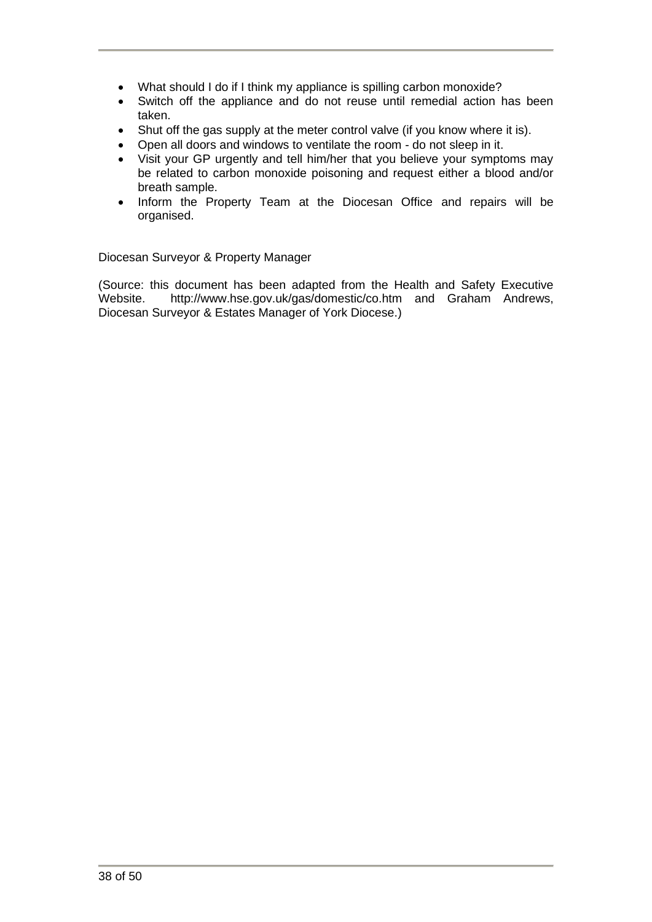- What should I do if I think my appliance is spilling carbon monoxide?
- Switch off the appliance and do not reuse until remedial action has been taken.
- Shut off the gas supply at the meter control valve (if you know where it is).
- Open all doors and windows to ventilate the room - do not sleep in it.
- Visit your GP urgently and tell him/her that you believe your symptoms may be related to carbon monoxide poisoning and request either a blood and/or breath sample.
- Inform the Property Team at the Diocesan Office and repairs will be organised.

Diocesan Surveyor & Property Manager

(Source: this document has been adapted from the Health and Safety Executive Website. http://www.hse.gov.uk/gas/domestic/co.htm and Graham Andrews, Diocesan Surveyor & Estates Manager of York Diocese.)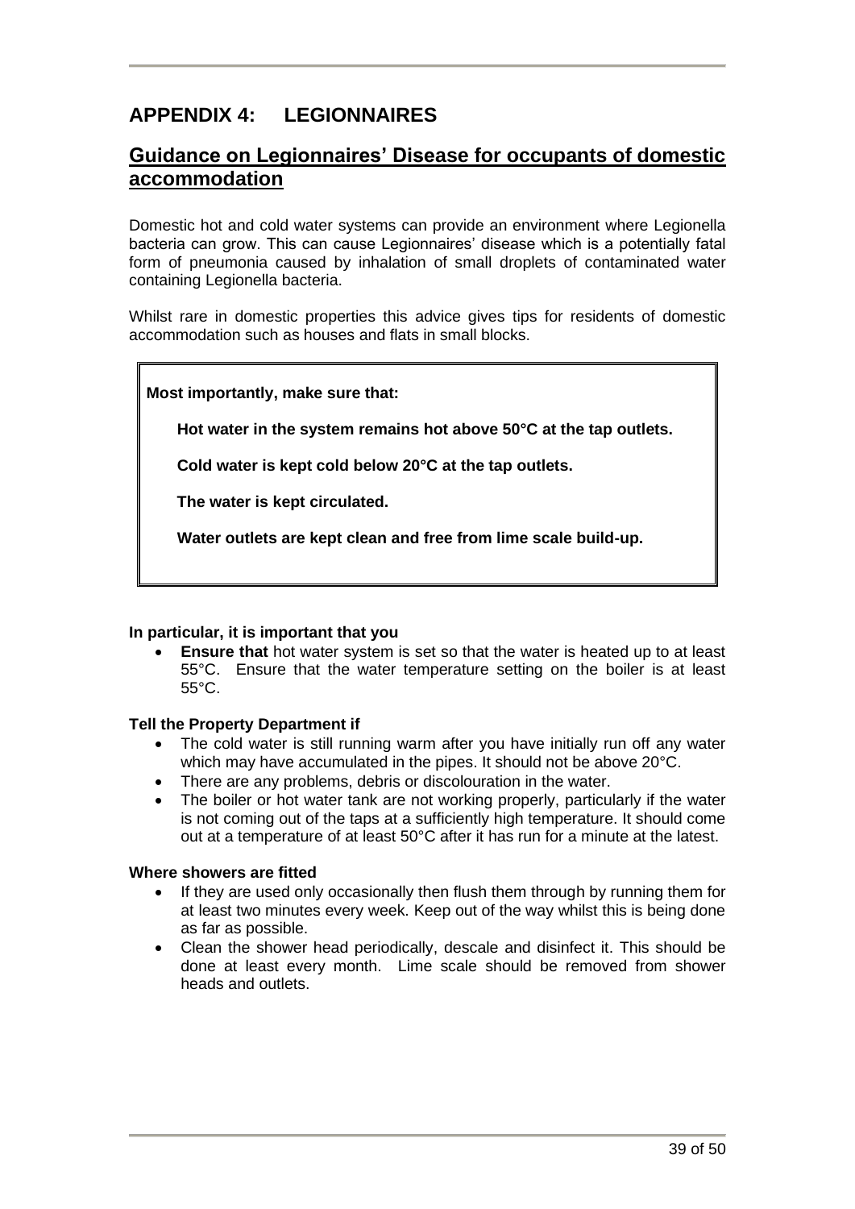# APPENDIX 4: LEGIONNAIRES

## Guidance on Legionnaires' Disease for occupants of domestic accommodation

Domestic hot and cold water systems can provide an environment where Legionella bacteria can grow. This can cause Legionnaires' disease which is a potentially fatal form of pneumonia caused by inhalation of small droplets of contaminated water containing Legionella bacteria.

Whilst rare in domestic properties this advice gives tips for residents of domestic accommodation such as houses and flats in small blocks.

> **Most importantly, make sure that:**
>
> **Hot water in the system remains hot above 50°C at the tap outlets.**
>
> **Cold water is kept cold below 20°C at the tap outlets.**
>
> **The water is kept circulated.**
>
> **Water outlets are kept clean and free from lime scale build-up.**

**In particular, it is important that you**

- **Ensure that** hot water system is set so that the water is heated up to at least 55°C. Ensure that the water temperature setting on the boiler is at least 55°C.

**Tell the Property Department if**

- The cold water is still running warm after you have initially run off any water which may have accumulated in the pipes. It should not be above 20°C.
- There are any problems, debris or discolouration in the water.
- The boiler or hot water tank are not working properly, particularly if the water is not coming out of the taps at a sufficiently high temperature. It should come out at a temperature of at least 50°C after it has run for a minute at the latest.

**Where showers are fitted**

- If they are used only occasionally then flush them through by running them for at least two minutes every week. Keep out of the way whilst this is being done as far as possible.
- Clean the shower head periodically, descale and disinfect it. This should be done at least every month. Lime scale should be removed from shower heads and outlets.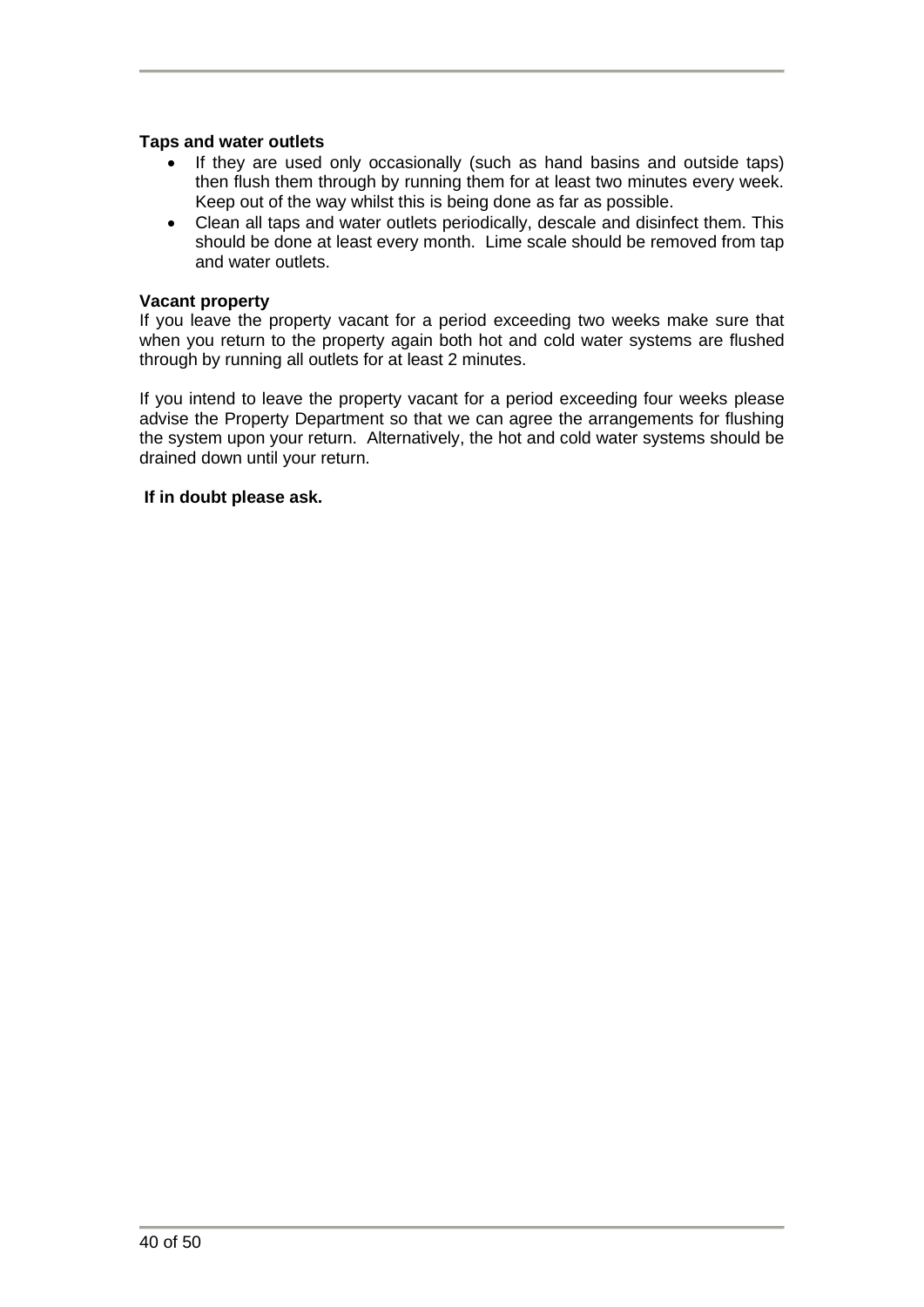**Taps and water outlets**

- If they are used only occasionally (such as hand basins and outside taps) then flush them through by running them for at least two minutes every week. Keep out of the way whilst this is being done as far as possible.
- Clean all taps and water outlets periodically, descale and disinfect them. This should be done at least every month. Lime scale should be removed from tap and water outlets.

**Vacant property**

If you leave the property vacant for a period exceeding two weeks make sure that when you return to the property again both hot and cold water systems are flushed through by running all outlets for at least 2 minutes.

If you intend to leave the property vacant for a period exceeding four weeks please advise the Property Department so that we can agree the arrangements for flushing the system upon your return. Alternatively, the hot and cold water systems should be drained down until your return.

**If in doubt please ask.**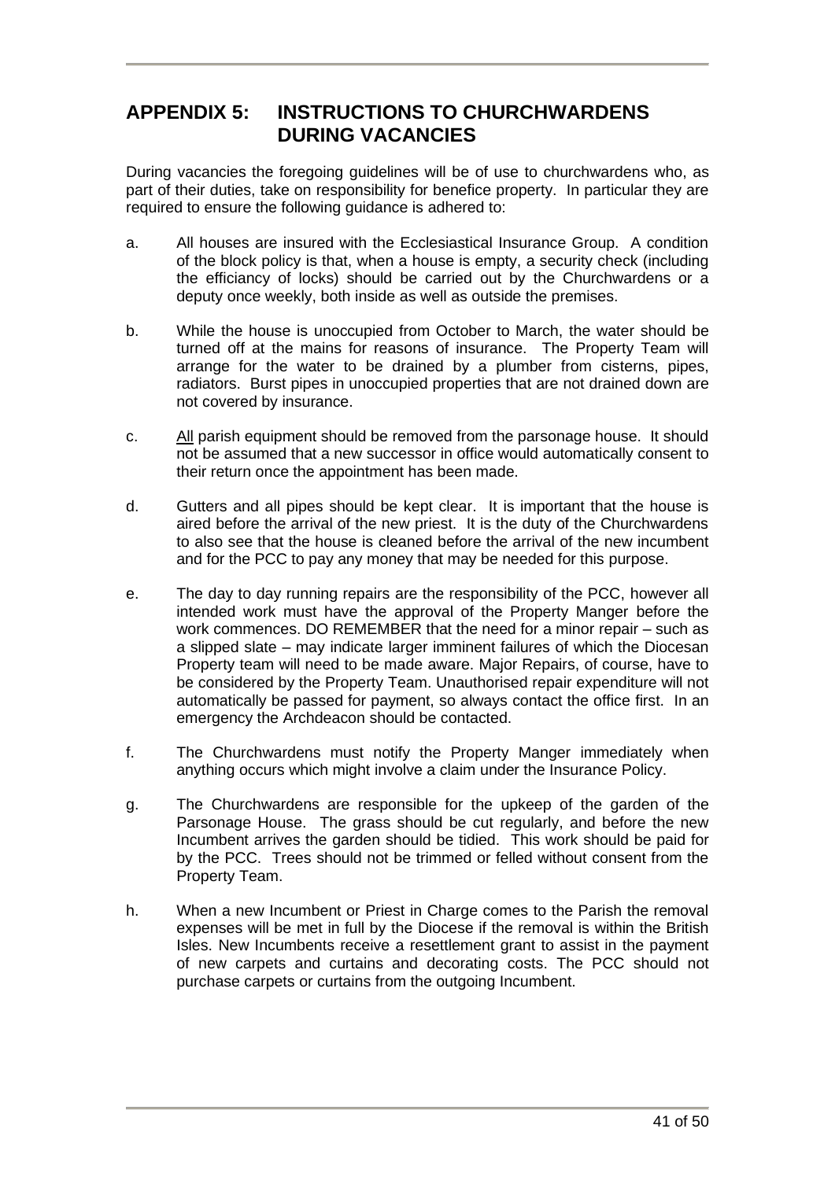## APPENDIX 5: INSTRUCTIONS TO CHURCHWARDENS DURING VACANCIES

During vacancies the foregoing guidelines will be of use to churchwardens who, as part of their duties, take on responsibility for benefice property. In particular they are required to ensure the following guidance is adhered to:

a. All houses are insured with the Ecclesiastical Insurance Group. A condition of the block policy is that, when a house is empty, a security check (including the efficiancy of locks) should be carried out by the Churchwardens or a deputy once weekly, both inside as well as outside the premises.

b. While the house is unoccupied from October to March, the water should be turned off at the mains for reasons of insurance. The Property Team will arrange for the water to be drained by a plumber from cisterns, pipes, radiators. Burst pipes in unoccupied properties that are not drained down are not covered by insurance.

c. <u>All</u> parish equipment should be removed from the parsonage house. It should not be assumed that a new successor in office would automatically consent to their return once the appointment has been made.

d. Gutters and all pipes should be kept clear. It is important that the house is aired before the arrival of the new priest. It is the duty of the Churchwardens to also see that the house is cleaned before the arrival of the new incumbent and for the PCC to pay any money that may be needed for this purpose.

e. The day to day running repairs are the responsibility of the PCC, however all intended work must have the approval of the Property Manger before the work commences. DO REMEMBER that the need for a minor repair – such as a slipped slate – may indicate larger imminent failures of which the Diocesan Property team will need to be made aware. Major Repairs, of course, have to be considered by the Property Team. Unauthorised repair expenditure will not automatically be passed for payment, so always contact the office first. In an emergency the Archdeacon should be contacted.

f. The Churchwardens must notify the Property Manger immediately when anything occurs which might involve a claim under the Insurance Policy.

g. The Churchwardens are responsible for the upkeep of the garden of the Parsonage House. The grass should be cut regularly, and before the new Incumbent arrives the garden should be tidied. This work should be paid for by the PCC. Trees should not be trimmed or felled without consent from the Property Team.

h. When a new Incumbent or Priest in Charge comes to the Parish the removal expenses will be met in full by the Diocese if the removal is within the British Isles. New Incumbents receive a resettlement grant to assist in the payment of new carpets and curtains and decorating costs. The PCC should not purchase carpets or curtains from the outgoing Incumbent.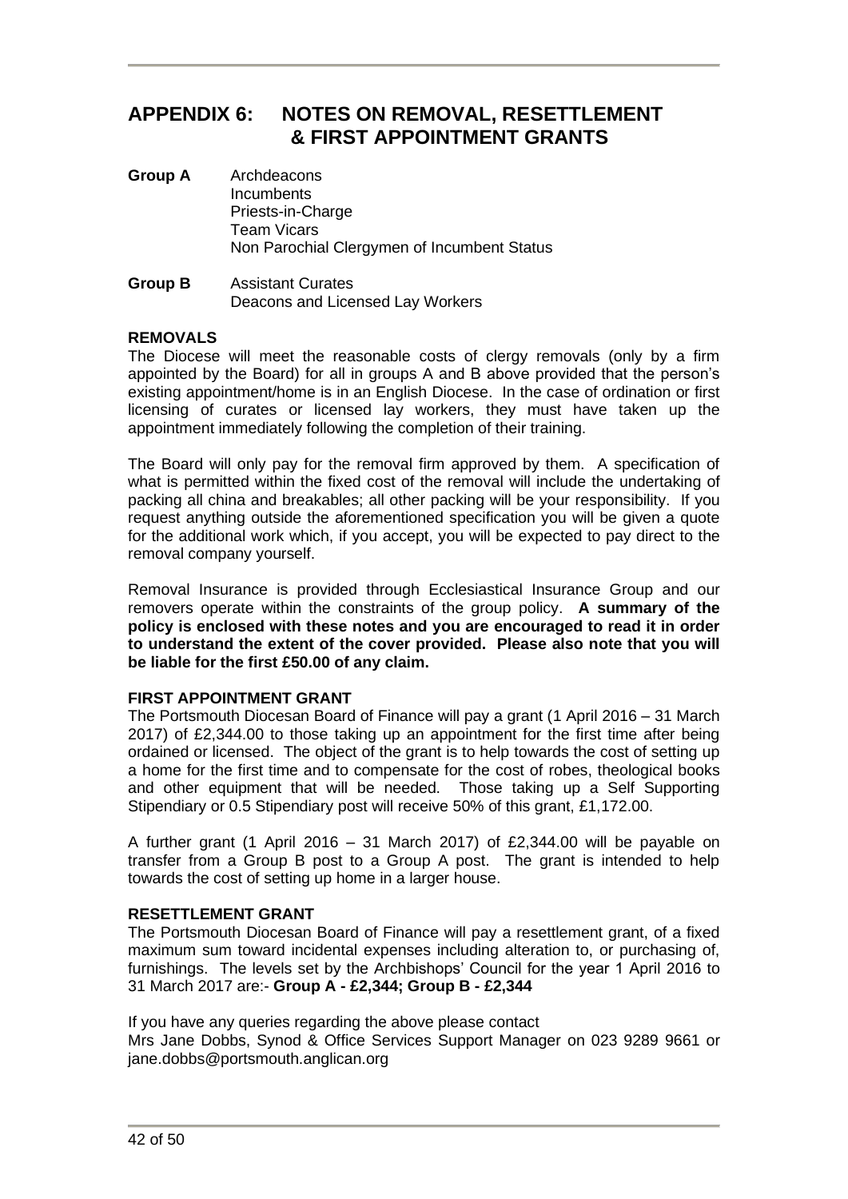# APPENDIX 6: NOTES ON REMOVAL, RESETTLEMENT & FIRST APPOINTMENT GRANTS

**Group A** Archdeacons
Incumbents
Priests-in-Charge
Team Vicars
Non Parochial Clergymen of Incumbent Status

**Group B** Assistant Curates
Deacons and Licensed Lay Workers

**REMOVALS**

The Diocese will meet the reasonable costs of clergy removals (only by a firm appointed by the Board) for all in groups A and B above provided that the person's existing appointment/home is in an English Diocese. In the case of ordination or first licensing of curates or licensed lay workers, they must have taken up the appointment immediately following the completion of their training.

The Board will only pay for the removal firm approved by them. A specification of what is permitted within the fixed cost of the removal will include the undertaking of packing all china and breakables; all other packing will be your responsibility. If you request anything outside the aforementioned specification you will be given a quote for the additional work which, if you accept, you will be expected to pay direct to the removal company yourself.

Removal Insurance is provided through Ecclesiastical Insurance Group and our removers operate within the constraints of the group policy. **A summary of the policy is enclosed with these notes and you are encouraged to read it in order to understand the extent of the cover provided. Please also note that you will be liable for the first £50.00 of any claim.**

**FIRST APPOINTMENT GRANT**

The Portsmouth Diocesan Board of Finance will pay a grant (1 April 2016 – 31 March 2017) of £2,344.00 to those taking up an appointment for the first time after being ordained or licensed. The object of the grant is to help towards the cost of setting up a home for the first time and to compensate for the cost of robes, theological books and other equipment that will be needed. Those taking up a Self Supporting Stipendiary or 0.5 Stipendiary post will receive 50% of this grant, £1,172.00.

A further grant (1 April 2016 – 31 March 2017) of £2,344.00 will be payable on transfer from a Group B post to a Group A post. The grant is intended to help towards the cost of setting up home in a larger house.

**RESETTLEMENT GRANT**

The Portsmouth Diocesan Board of Finance will pay a resettlement grant, of a fixed maximum sum toward incidental expenses including alteration to, or purchasing of, furnishings. The levels set by the Archbishops' Council for the year 1 April 2016 to 31 March 2017 are:- **Group A - £2,344; Group B - £2,344**

If you have any queries regarding the above please contact
Mrs Jane Dobbs, Synod & Office Services Support Manager on 023 9289 9661 or jane.dobbs@portsmouth.anglican.org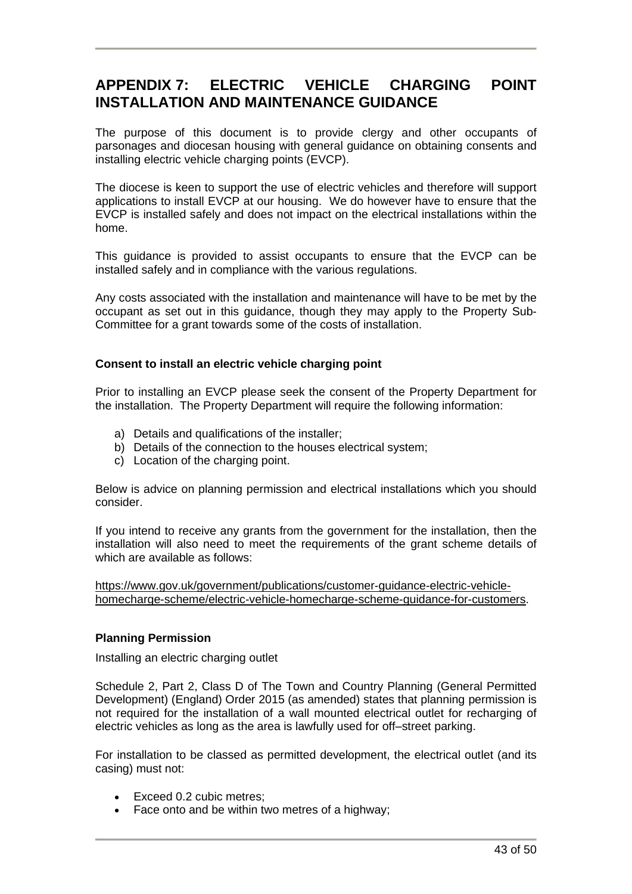## APPENDIX 7: ELECTRIC VEHICLE CHARGING POINT INSTALLATION AND MAINTENANCE GUIDANCE

The purpose of this document is to provide clergy and other occupants of parsonages and diocesan housing with general guidance on obtaining consents and installing electric vehicle charging points (EVCP).

The diocese is keen to support the use of electric vehicles and therefore will support applications to install EVCP at our housing. We do however have to ensure that the EVCP is installed safely and does not impact on the electrical installations within the home.

This guidance is provided to assist occupants to ensure that the EVCP can be installed safely and in compliance with the various regulations.

Any costs associated with the installation and maintenance will have to be met by the occupant as set out in this guidance, though they may apply to the Property Sub-Committee for a grant towards some of the costs of installation.

**Consent to install an electric vehicle charging point**

Prior to installing an EVCP please seek the consent of the Property Department for the installation. The Property Department will require the following information:

a) Details and qualifications of the installer;
b) Details of the connection to the houses electrical system;
c) Location of the charging point.

Below is advice on planning permission and electrical installations which you should consider.

If you intend to receive any grants from the government for the installation, then the installation will also need to meet the requirements of the grant scheme details of which are available as follows:

[https://www.gov.uk/government/publications/customer-guidance-electric-vehicle-homecharge-scheme/electric-vehicle-homecharge-scheme-guidance-for-customers](https://www.gov.uk/government/publications/customer-guidance-electric-vehicle-homecharge-scheme/electric-vehicle-homecharge-scheme-guidance-for-customers).

**Planning Permission**

Installing an electric charging outlet

Schedule 2, Part 2, Class D of The Town and Country Planning (General Permitted Development) (England) Order 2015 (as amended) states that planning permission is not required for the installation of a wall mounted electrical outlet for recharging of electric vehicles as long as the area is lawfully used for off–street parking.

For installation to be classed as permitted development, the electrical outlet (and its casing) must not:

- Exceed 0.2 cubic metres;
- Face onto and be within two metres of a highway;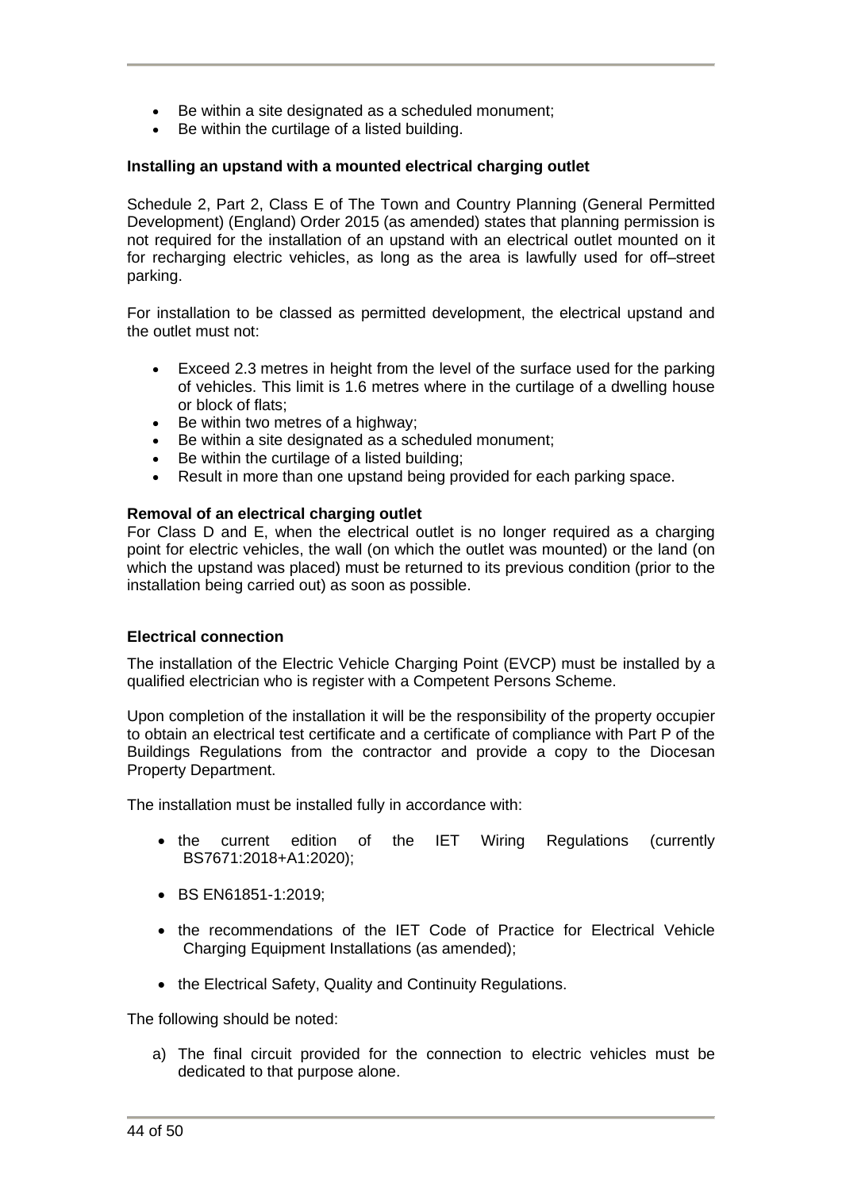- Be within a site designated as a scheduled monument;
- Be within the curtilage of a listed building.

**Installing an upstand with a mounted electrical charging outlet**

Schedule 2, Part 2, Class E of The Town and Country Planning (General Permitted Development) (England) Order 2015 (as amended) states that planning permission is not required for the installation of an upstand with an electrical outlet mounted on it for recharging electric vehicles, as long as the area is lawfully used for off–street parking.

For installation to be classed as permitted development, the electrical upstand and the outlet must not:

- Exceed 2.3 metres in height from the level of the surface used for the parking of vehicles. This limit is 1.6 metres where in the curtilage of a dwelling house or block of flats;
- Be within two metres of a highway;
- Be within a site designated as a scheduled monument;
- Be within the curtilage of a listed building;
- Result in more than one upstand being provided for each parking space.

**Removal of an electrical charging outlet**

For Class D and E, when the electrical outlet is no longer required as a charging point for electric vehicles, the wall (on which the outlet was mounted) or the land (on which the upstand was placed) must be returned to its previous condition (prior to the installation being carried out) as soon as possible.

**Electrical connection**

The installation of the Electric Vehicle Charging Point (EVCP) must be installed by a qualified electrician who is register with a Competent Persons Scheme.

Upon completion of the installation it will be the responsibility of the property occupier to obtain an electrical test certificate and a certificate of compliance with Part P of the Buildings Regulations from the contractor and provide a copy to the Diocesan Property Department.

The installation must be installed fully in accordance with:

- the current edition of the IET Wiring Regulations (currently BS7671:2018+A1:2020);
- BS EN61851-1:2019;
- the recommendations of the IET Code of Practice for Electrical Vehicle Charging Equipment Installations (as amended);
- the Electrical Safety, Quality and Continuity Regulations.

The following should be noted:

a) The final circuit provided for the connection to electric vehicles must be dedicated to that purpose alone.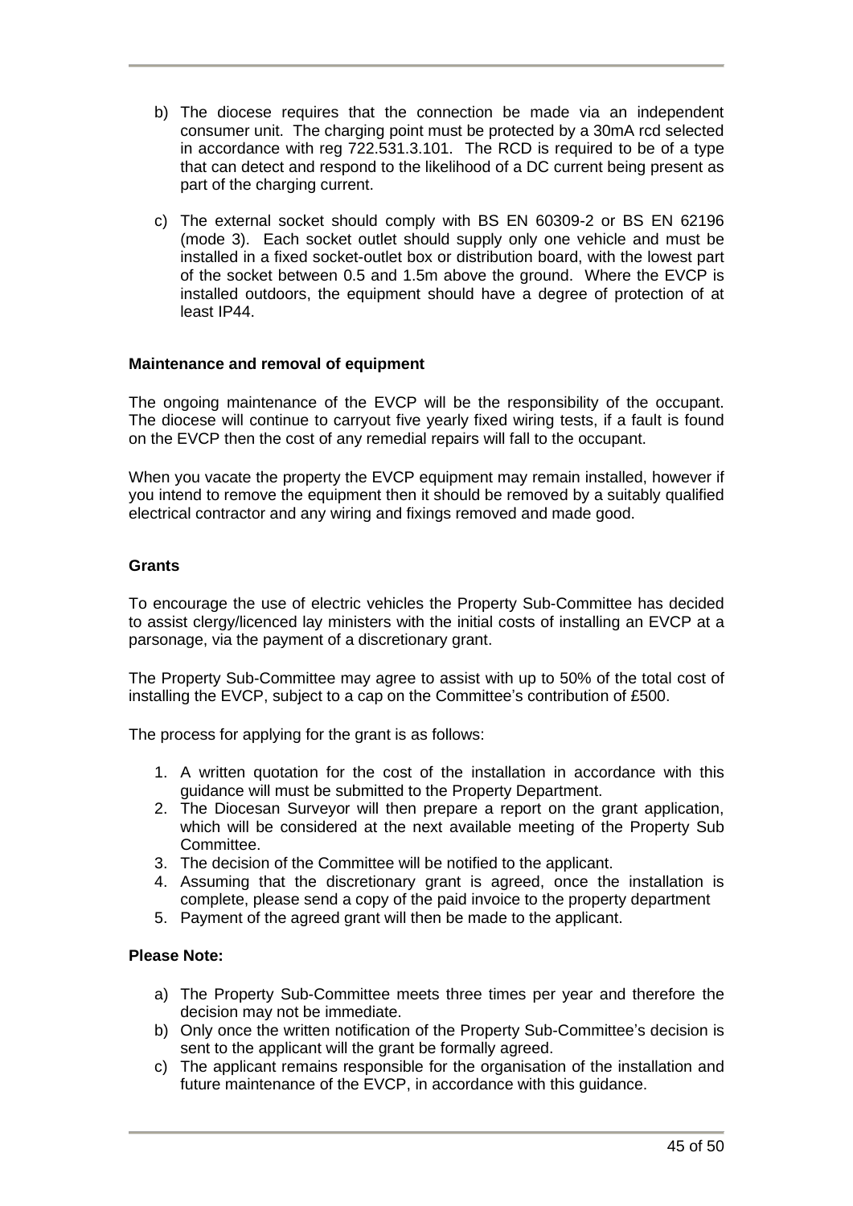b) The diocese requires that the connection be made via an independent consumer unit. The charging point must be protected by a 30mA rcd selected in accordance with reg 722.531.3.101. The RCD is required to be of a type that can detect and respond to the likelihood of a DC current being present as part of the charging current.

c) The external socket should comply with BS EN 60309-2 or BS EN 62196 (mode 3). Each socket outlet should supply only one vehicle and must be installed in a fixed socket-outlet box or distribution board, with the lowest part of the socket between 0.5 and 1.5m above the ground. Where the EVCP is installed outdoors, the equipment should have a degree of protection of at least IP44.

**Maintenance and removal of equipment**

The ongoing maintenance of the EVCP will be the responsibility of the occupant. The diocese will continue to carryout five yearly fixed wiring tests, if a fault is found on the EVCP then the cost of any remedial repairs will fall to the occupant.

When you vacate the property the EVCP equipment may remain installed, however if you intend to remove the equipment then it should be removed by a suitably qualified electrical contractor and any wiring and fixings removed and made good.

**Grants**

To encourage the use of electric vehicles the Property Sub-Committee has decided to assist clergy/licenced lay ministers with the initial costs of installing an EVCP at a parsonage, via the payment of a discretionary grant.

The Property Sub-Committee may agree to assist with up to 50% of the total cost of installing the EVCP, subject to a cap on the Committee's contribution of £500.

The process for applying for the grant is as follows:

1. A written quotation for the cost of the installation in accordance with this guidance will must be submitted to the Property Department.
2. The Diocesan Surveyor will then prepare a report on the grant application, which will be considered at the next available meeting of the Property Sub Committee.
3. The decision of the Committee will be notified to the applicant.
4. Assuming that the discretionary grant is agreed, once the installation is complete, please send a copy of the paid invoice to the property department
5. Payment of the agreed grant will then be made to the applicant.

**Please Note:**

a) The Property Sub-Committee meets three times per year and therefore the decision may not be immediate.
b) Only once the written notification of the Property Sub-Committee's decision is sent to the applicant will the grant be formally agreed.
c) The applicant remains responsible for the organisation of the installation and future maintenance of the EVCP, in accordance with this guidance.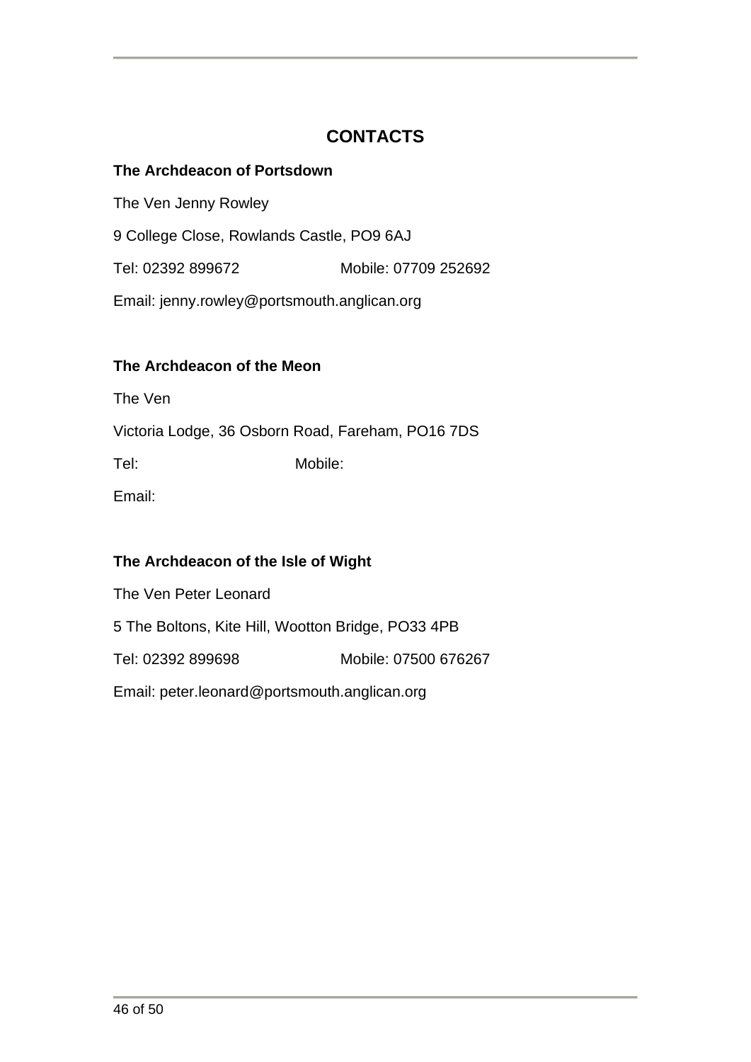# CONTACTS

**The Archdeacon of Portsdown**

The Ven Jenny Rowley

9 College Close, Rowlands Castle, PO9 6AJ

Tel: 02392 899672 Mobile: 07709 252692

Email: jenny.rowley@portsmouth.anglican.org

**The Archdeacon of the Meon**

The Ven

Victoria Lodge, 36 Osborn Road, Fareham, PO16 7DS

Tel: Mobile:

Email:

**The Archdeacon of the Isle of Wight**

The Ven Peter Leonard

5 The Boltons, Kite Hill, Wootton Bridge, PO33 4PB

Tel: 02392 899698 Mobile: 07500 676267

Email: peter.leonard@portsmouth.anglican.org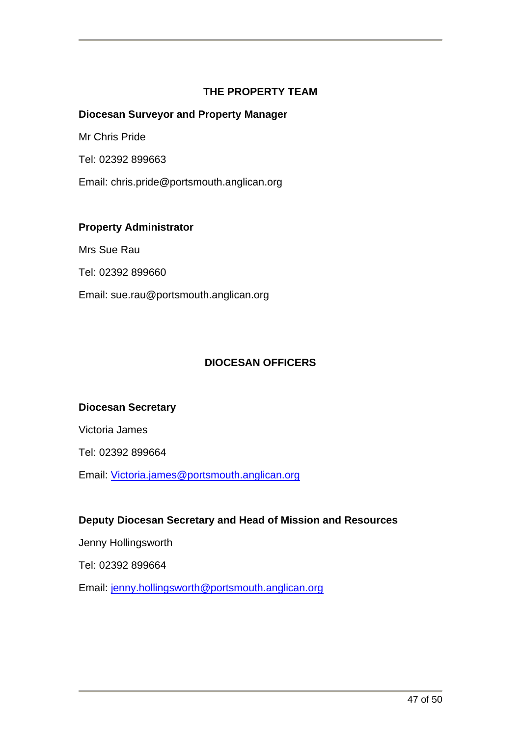## THE PROPERTY TEAM

**Diocesan Surveyor and Property Manager**

Mr Chris Pride

Tel: 02392 899663

Email: chris.pride@portsmouth.anglican.org

**Property Administrator**

Mrs Sue Rau

Tel: 02392 899660

Email: sue.rau@portsmouth.anglican.org

## DIOCESAN OFFICERS

**Diocesan Secretary**

Victoria James

Tel: 02392 899664

Email: Victoria.james@portsmouth.anglican.org

**Deputy Diocesan Secretary and Head of Mission and Resources**

Jenny Hollingsworth

Tel: 02392 899664

Email: jenny.hollingsworth@portsmouth.anglican.org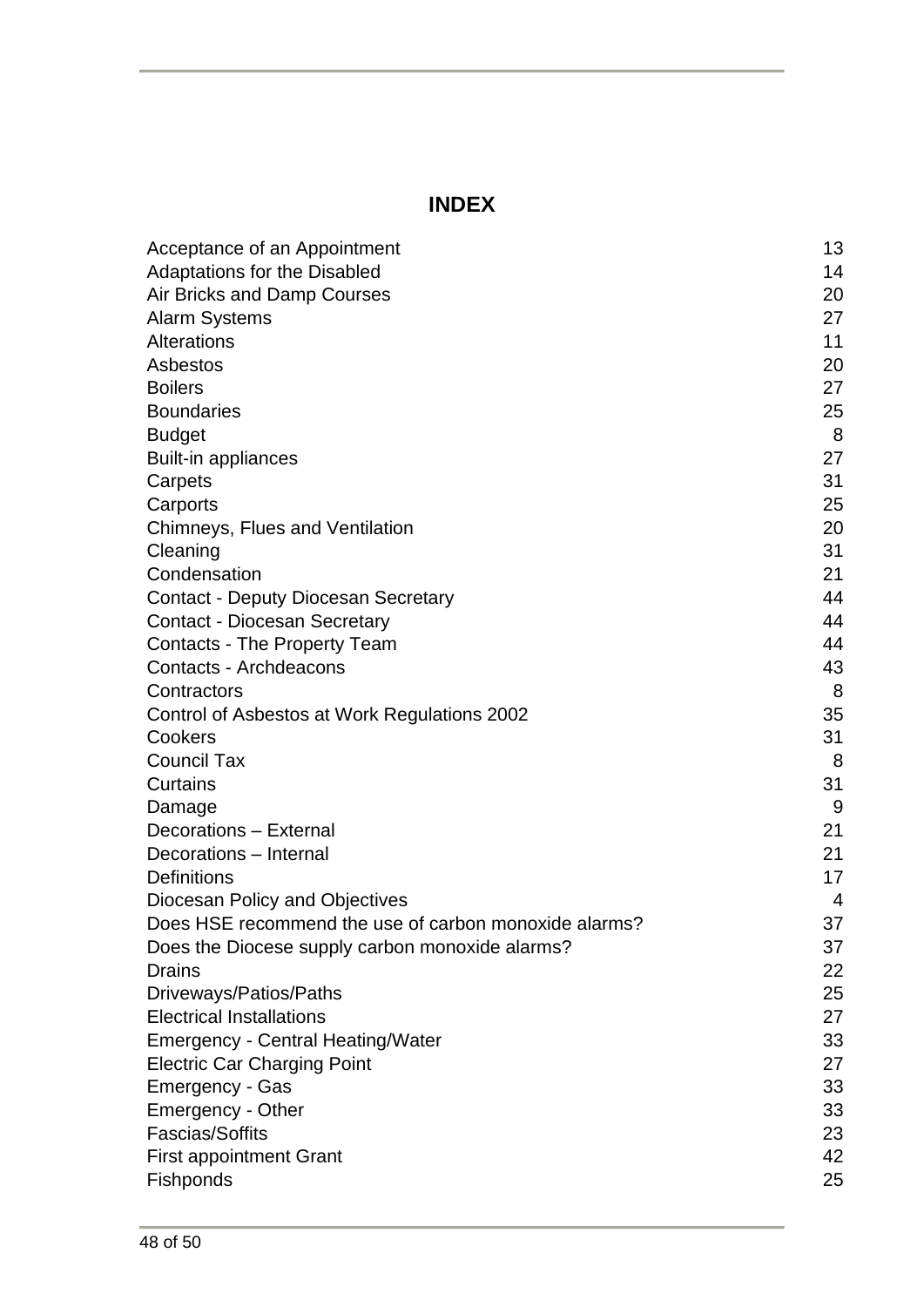# INDEX

| | |
|---|---|
| Acceptance of an Appointment | 13 |
| Adaptations for the Disabled | 14 |
| Air Bricks and Damp Courses | 20 |
| Alarm Systems | 27 |
| Alterations | 11 |
| Asbestos | 20 |
| Boilers | 27 |
| Boundaries | 25 |
| Budget | 8 |
| Built-in appliances | 27 |
| Carpets | 31 |
| Carports | 25 |
| Chimneys, Flues and Ventilation | 20 |
| Cleaning | 31 |
| Condensation | 21 |
| Contact - Deputy Diocesan Secretary | 44 |
| Contact - Diocesan Secretary | 44 |
| Contacts - The Property Team | 44 |
| Contacts - Archdeacons | 43 |
| Contractors | 8 |
| Control of Asbestos at Work Regulations 2002 | 35 |
| Cookers | 31 |
| Council Tax | 8 |
| Curtains | 31 |
| Damage | 9 |
| Decorations – External | 21 |
| Decorations – Internal | 21 |
| Definitions | 17 |
| Diocesan Policy and Objectives | 4 |
| Does HSE recommend the use of carbon monoxide alarms? | 37 |
| Does the Diocese supply carbon monoxide alarms? | 37 |
| Drains | 22 |
| Driveways/Patios/Paths | 25 |
| Electrical Installations | 27 |
| Emergency - Central Heating/Water | 33 |
| Electric Car Charging Point | 27 |
| Emergency - Gas | 33 |
| Emergency - Other | 33 |
| Fascias/Soffits | 23 |
| First appointment Grant | 42 |
| Fishponds | 25 |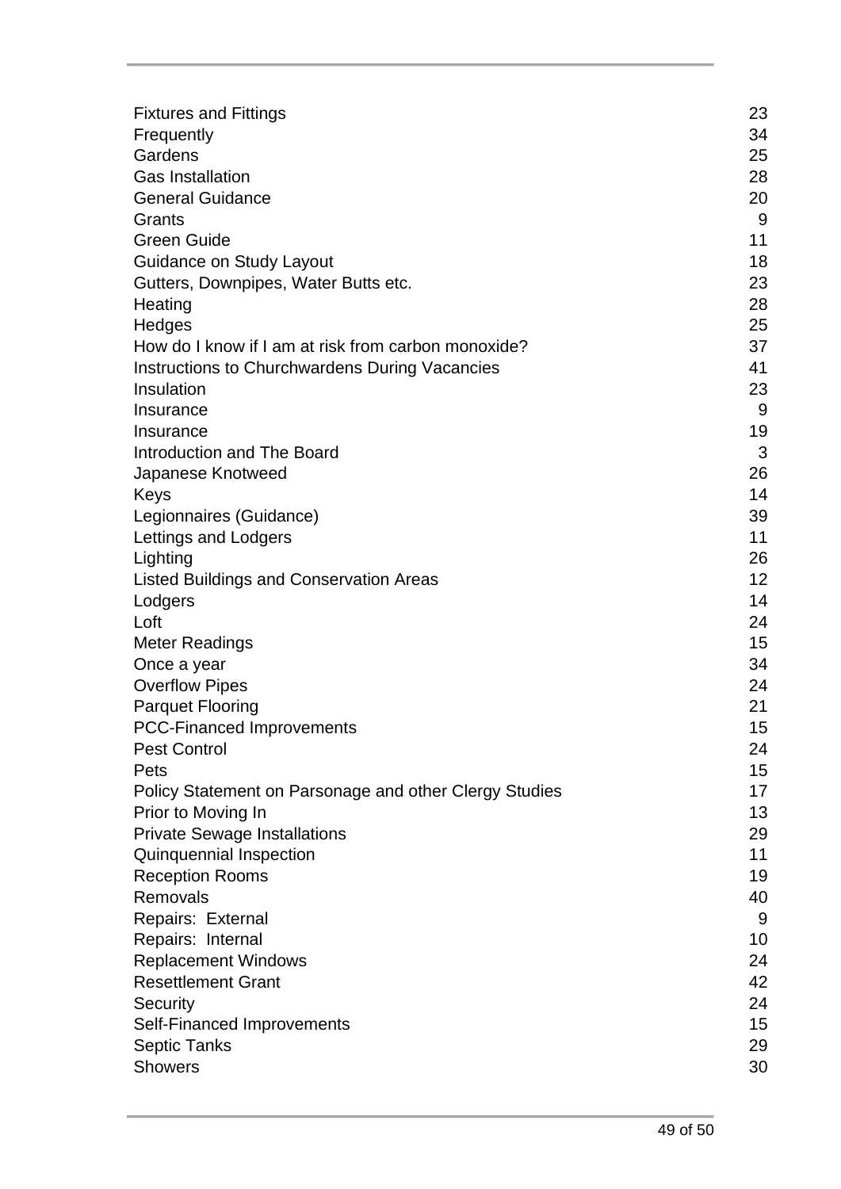| | |
|---|---|
| Fixtures and Fittings | 23 |
| Frequently | 34 |
| Gardens | 25 |
| Gas Installation | 28 |
| General Guidance | 20 |
| Grants | 9 |
| Green Guide | 11 |
| Guidance on Study Layout | 18 |
| Gutters, Downpipes, Water Butts etc. | 23 |
| Heating | 28 |
| Hedges | 25 |
| How do I know if I am at risk from carbon monoxide? | 37 |
| Instructions to Churchwardens During Vacancies | 41 |
| Insulation | 23 |
| Insurance | 9 |
| Insurance | 19 |
| Introduction and The Board | 3 |
| Japanese Knotweed | 26 |
| Keys | 14 |
| Legionnaires (Guidance) | 39 |
| Lettings and Lodgers | 11 |
| Lighting | 26 |
| Listed Buildings and Conservation Areas | 12 |
| Lodgers | 14 |
| Loft | 24 |
| Meter Readings | 15 |
| Once a year | 34 |
| Overflow Pipes | 24 |
| Parquet Flooring | 21 |
| PCC-Financed Improvements | 15 |
| Pest Control | 24 |
| Pets | 15 |
| Policy Statement on Parsonage and other Clergy Studies | 17 |
| Prior to Moving In | 13 |
| Private Sewage Installations | 29 |
| Quinquennial Inspection | 11 |
| Reception Rooms | 19 |
| Removals | 40 |
| Repairs: External | 9 |
| Repairs: Internal | 10 |
| Replacement Windows | 24 |
| Resettlement Grant | 42 |
| Security | 24 |
| Self-Financed Improvements | 15 |
| Septic Tanks | 29 |
| Showers | 30 |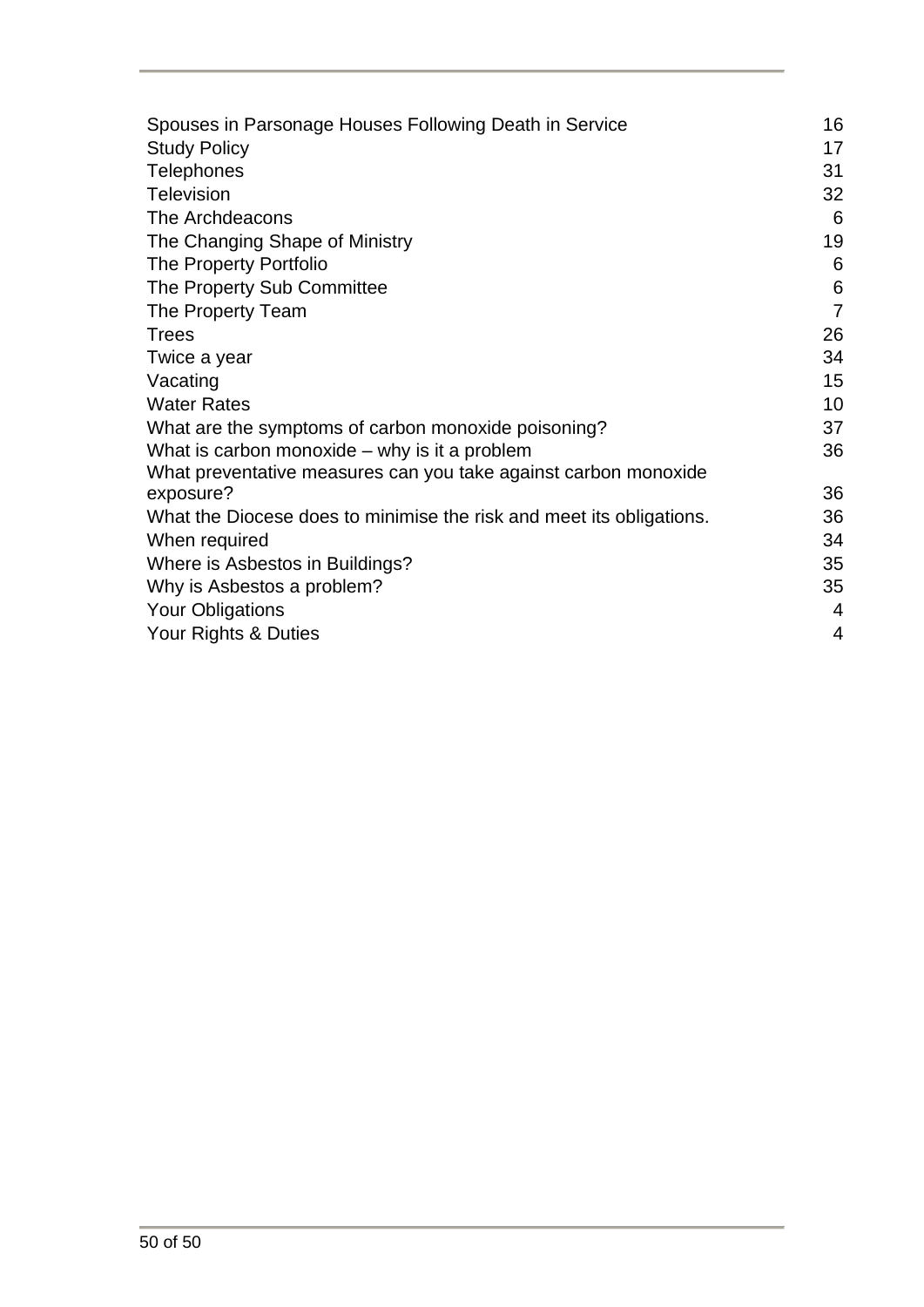| | |
|---|---|
| Spouses in Parsonage Houses Following Death in Service | 16 |
| Study Policy | 17 |
| Telephones | 31 |
| Television | 32 |
| The Archdeacons | 6 |
| The Changing Shape of Ministry | 19 |
| The Property Portfolio | 6 |
| The Property Sub Committee | 6 |
| The Property Team | 7 |
| Trees | 26 |
| Twice a year | 34 |
| Vacating | 15 |
| Water Rates | 10 |
| What are the symptoms of carbon monoxide poisoning? | 37 |
| What is carbon monoxide – why is it a problem | 36 |
| What preventative measures can you take against carbon monoxide exposure? | 36 |
| What the Diocese does to minimise the risk and meet its obligations. | 36 |
| When required | 34 |
| Where is Asbestos in Buildings? | 35 |
| Why is Asbestos a problem? | 35 |
| Your Obligations | 4 |
| Your Rights & Duties | 4 |